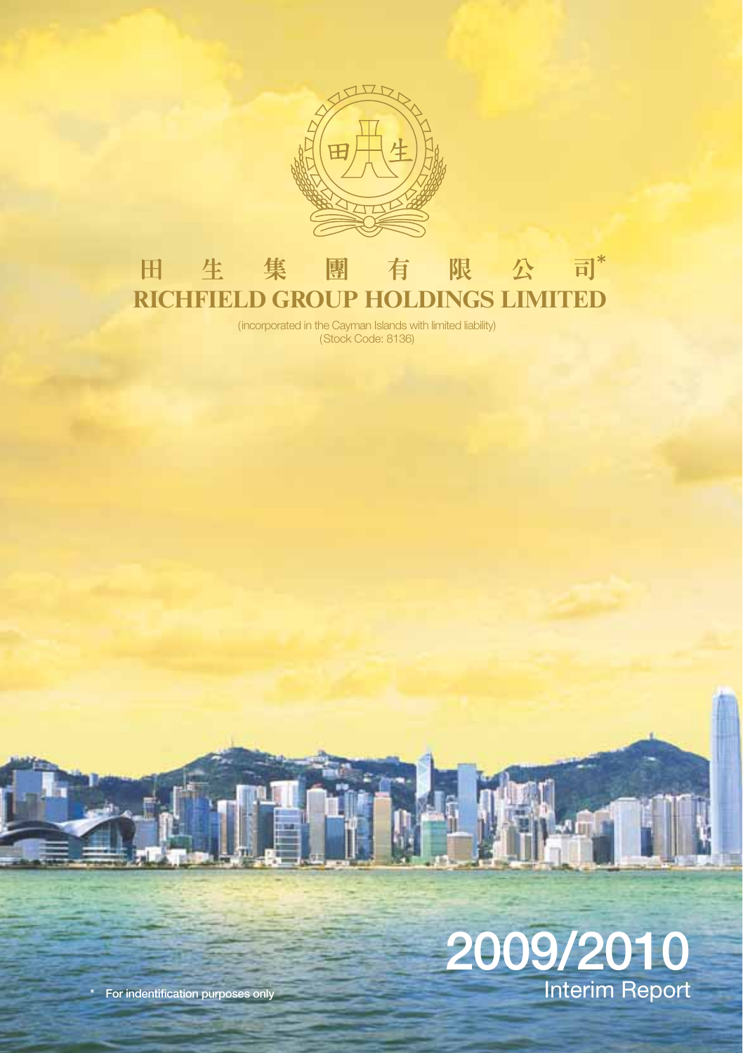# 田 生 集 團 有 限 公 司*

# RICHFIELD GROUP HOLDINGS LIMITED

(incorporated in the Cayman Islands with limited liability)
(Stock Code: 8136)

# 2009/2010

## Interim Report

\* For indentification purposes only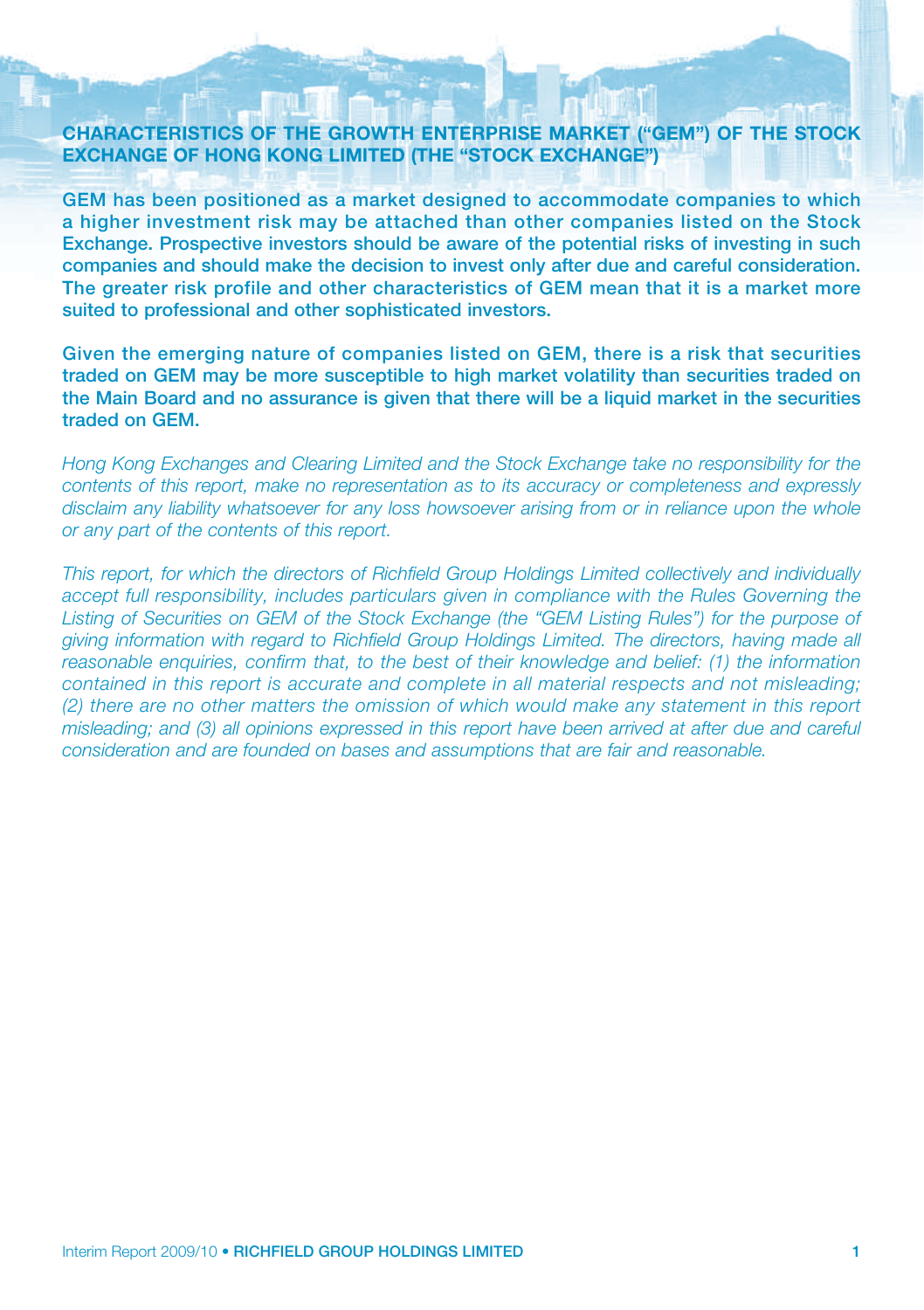## CHARACTERISTICS OF THE GROWTH ENTERPRISE MARKET ("GEM") OF THE STOCK EXCHANGE OF HONG KONG LIMITED (THE "STOCK EXCHANGE")

**GEM has been positioned as a market designed to accommodate companies to which a higher investment risk may be attached than other companies listed on the Stock Exchange. Prospective investors should be aware of the potential risks of investing in such companies and should make the decision to invest only after due and careful consideration. The greater risk profile and other characteristics of GEM mean that it is a market more suited to professional and other sophisticated investors.**

**Given the emerging nature of companies listed on GEM, there is a risk that securities traded on GEM may be more susceptible to high market volatility than securities traded on the Main Board and no assurance is given that there will be a liquid market in the securities traded on GEM.**

*Hong Kong Exchanges and Clearing Limited and the Stock Exchange take no responsibility for the contents of this report, make no representation as to its accuracy or completeness and expressly disclaim any liability whatsoever for any loss howsoever arising from or in reliance upon the whole or any part of the contents of this report.*

*This report, for which the directors of Richfield Group Holdings Limited collectively and individually accept full responsibility, includes particulars given in compliance with the Rules Governing the Listing of Securities on GEM of the Stock Exchange (the "GEM Listing Rules") for the purpose of giving information with regard to Richfield Group Holdings Limited. The directors, having made all reasonable enquiries, confirm that, to the best of their knowledge and belief: (1) the information contained in this report is accurate and complete in all material respects and not misleading; (2) there are no other matters the omission of which would make any statement in this report misleading; and (3) all opinions expressed in this report have been arrived at after due and careful consideration and are founded on bases and assumptions that are fair and reasonable.*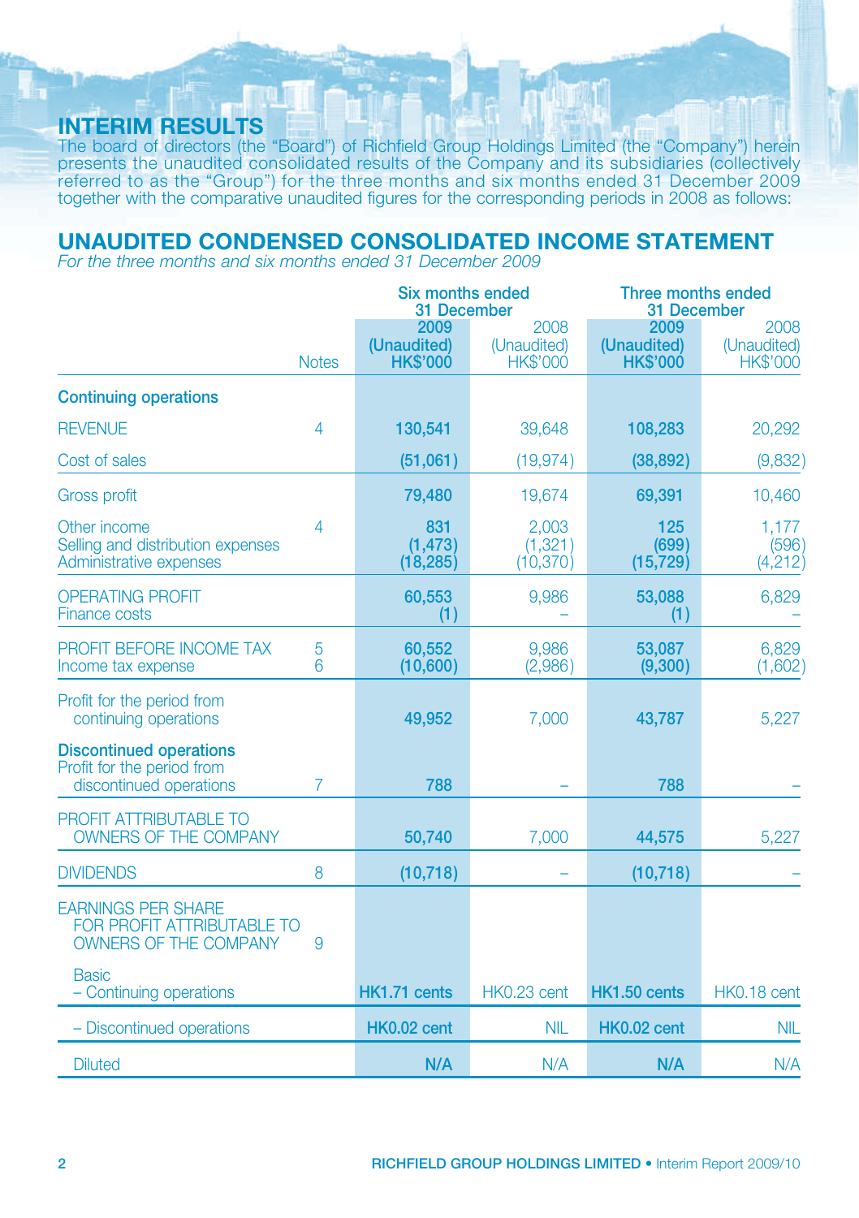# INTERIM RESULTS

The board of directors (the "Board") of Richfield Group Holdings Limited (the "Company") herein presents the unaudited consolidated results of the Company and its subsidiaries (collectively referred to as the "Group") for the three months and six months ended 31 December 2009 together with the comparative unaudited figures for the corresponding periods in 2008 as follows:

## UNAUDITED CONDENSED CONSOLIDATED INCOME STATEMENT

*For the three months and six months ended 31 December 2009*

| | Notes | Six months ended 31 December | | Three months ended 31 December | |
|---|---|---|---|---|---|
| | | **2009 (Unaudited) HK$'000** | 2008 (Unaudited) HK$'000 | **2009 (Unaudited) HK$'000** | 2008 (Unaudited) HK$'000 |
| **Continuing operations** | | | | | |
| REVENUE | 4 | **130,541** | 39,648 | **108,283** | 20,292 |
| Cost of sales | | **(51,061)** | (19,974) | **(38,892)** | (9,832) |
| Gross profit | | **79,480** | 19,674 | **69,391** | 10,460 |
| Other income | 4 | **831** | 2,003 | **125** | 1,177 |
| Selling and distribution expenses | | **(1,473)** | (1,321) | **(699)** | (596) |
| Administrative expenses | | **(18,285)** | (10,370) | **(15,729)** | (4,212) |
| OPERATING PROFIT | | **60,553** | 9,986 | **53,088** | 6,829 |
| Finance costs | | **(1)** | – | **(1)** | – |
| PROFIT BEFORE INCOME TAX | 5 | **60,552** | 9,986 | **53,087** | 6,829 |
| Income tax expense | 6 | **(10,600)** | (2,986) | **(9,300)** | (1,602) |
| Profit for the period from continuing operations | | **49,952** | 7,000 | **43,787** | 5,227 |
| **Discontinued operations** | | | | | |
| Profit for the period from discontinued operations | 7 | **788** | – | **788** | – |
| PROFIT ATTRIBUTABLE TO OWNERS OF THE COMPANY | | **50,740** | 7,000 | **44,575** | 5,227 |
| DIVIDENDS | 8 | **(10,718)** | – | **(10,718)** | – |
| EARNINGS PER SHARE FOR PROFIT ATTRIBUTABLE TO OWNERS OF THE COMPANY | 9 | | | | |
| Basic – Continuing operations | | **HK1.71 cents** | HK0.23 cent | **HK1.50 cents** | HK0.18 cent |
| – Discontinued operations | | **HK0.02 cent** | NIL | **HK0.02 cent** | NIL |
| Diluted | | **N/A** | N/A | **N/A** | N/A |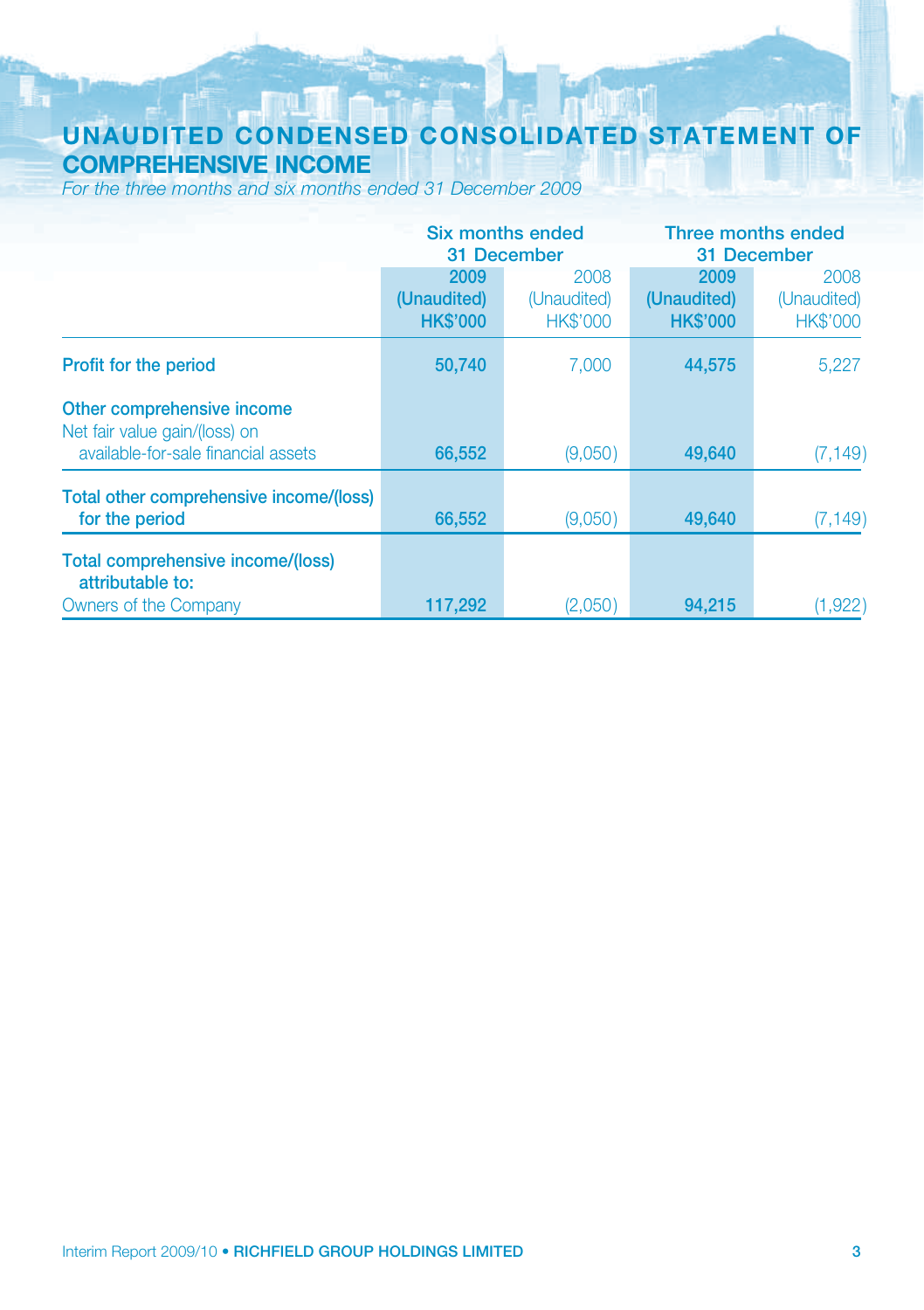# UNAUDITED CONDENSED CONSOLIDATED STATEMENT OF COMPREHENSIVE INCOME

*For the three months and six months ended 31 December 2009*

| | Six months ended 31 December | | Three months ended 31 December | |
|---|---|---|---|---|
| | **2009** | 2008 | **2009** | 2008 |
| | **(Unaudited)** | (Unaudited) | **(Unaudited)** | (Unaudited) |
| | **HK$'000** | HK$'000 | **HK$'000** | HK$'000 |
| **Profit for the period** | **50,740** | 7,000 | **44,575** | 5,227 |
| **Other comprehensive income** | | | | |
| Net fair value gain/(loss) on available-for-sale financial assets | **66,552** | (9,050) | **49,640** | (7,149) |
| **Total other comprehensive income/(loss) for the period** | **66,552** | (9,050) | **49,640** | (7,149) |
| **Total comprehensive income/(loss) attributable to:** | | | | |
| Owners of the Company | **117,292** | (2,050) | **94,215** | (1,922) |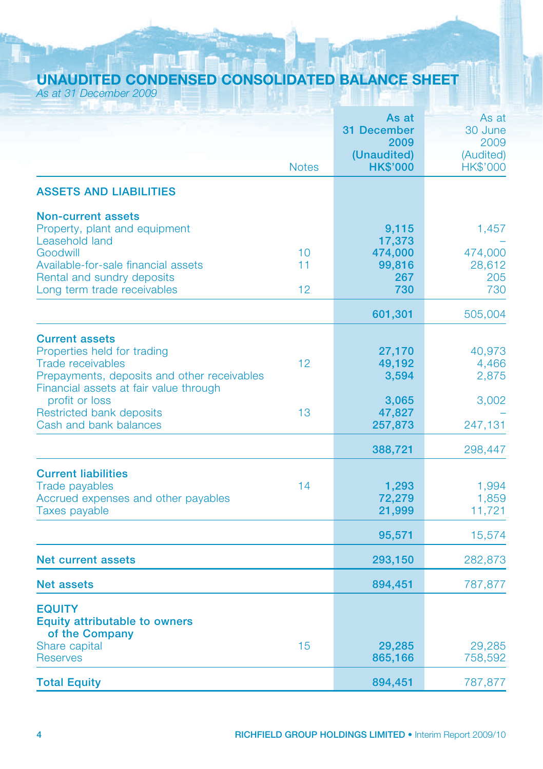# UNAUDITED CONDENSED CONSOLIDATED BALANCE SHEET

*As at 31 December 2009*

| | Notes | As at 31 December 2009 (Unaudited) HK$'000 | As at 30 June 2009 (Audited) HK$'000 |
|---|---|---|---|
| **ASSETS AND LIABILITIES** | | | |
| **Non-current assets** | | | |
| Property, plant and equipment | | **9,115** | 1,457 |
| Leasehold land | | **17,373** | – |
| Goodwill | 10 | **474,000** | 474,000 |
| Available-for-sale financial assets | 11 | **99,816** | 28,612 |
| Rental and sundry deposits | | **267** | 205 |
| Long term trade receivables | 12 | **730** | 730 |
| | | **601,301** | 505,004 |
| **Current assets** | | | |
| Properties held for trading | | **27,170** | 40,973 |
| Trade receivables | 12 | **49,192** | 4,466 |
| Prepayments, deposits and other receivables | | **3,594** | 2,875 |
| Financial assets at fair value through profit or loss | | **3,065** | 3,002 |
| Restricted bank deposits | 13 | **47,827** | – |
| Cash and bank balances | | **257,873** | 247,131 |
| | | **388,721** | 298,447 |
| **Current liabilities** | | | |
| Trade payables | 14 | **1,293** | 1,994 |
| Accrued expenses and other payables | | **72,279** | 1,859 |
| Taxes payable | | **21,999** | 11,721 |
| | | **95,571** | 15,574 |
| **Net current assets** | | **293,150** | 282,873 |
| **Net assets** | | **894,451** | 787,877 |
| **EQUITY** | | | |
| **Equity attributable to owners of the Company** | | | |
| Share capital | 15 | **29,285** | 29,285 |
| Reserves | | **865,166** | 758,592 |
| **Total Equity** | | **894,451** | 787,877 |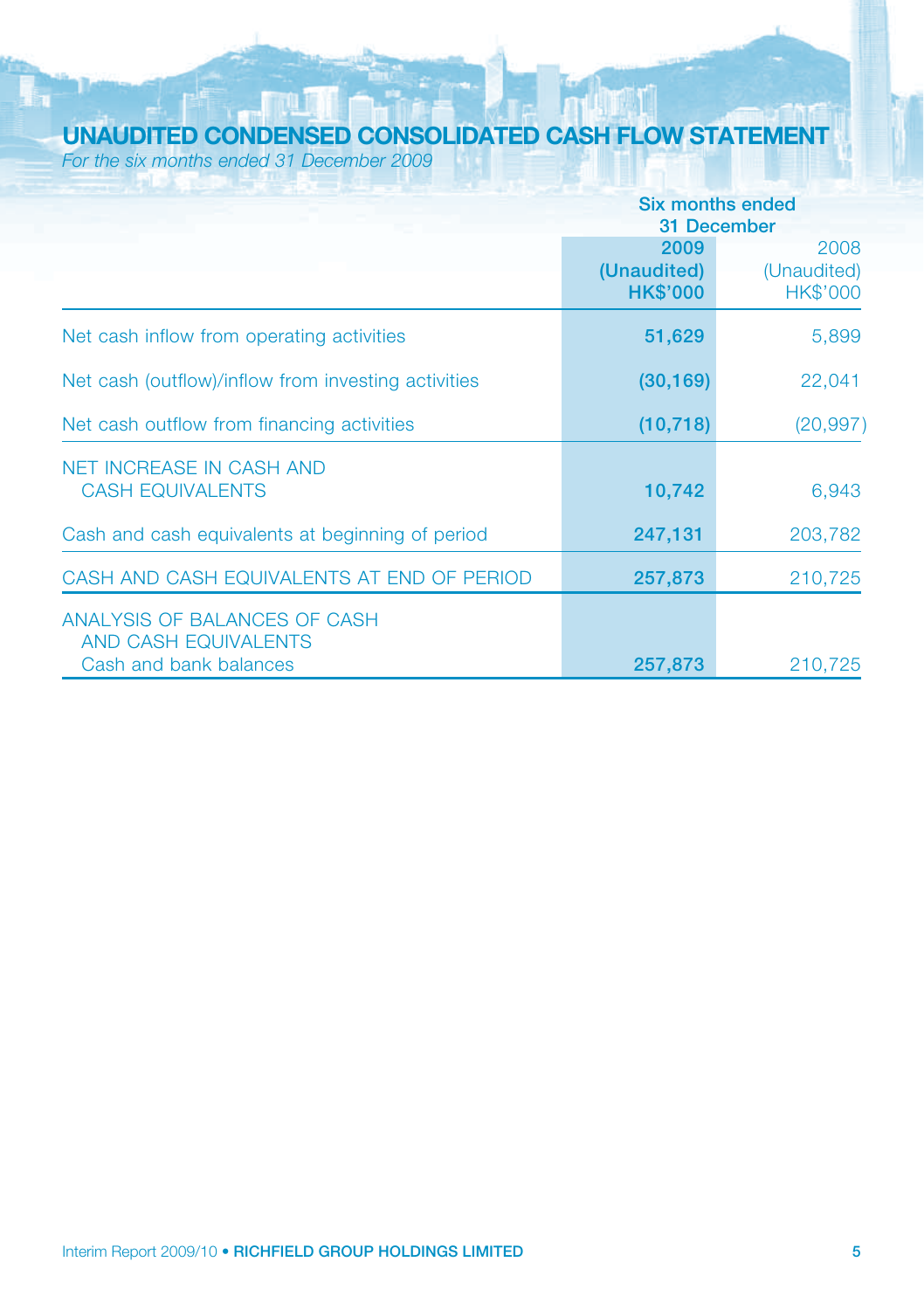# UNAUDITED CONDENSED CONSOLIDATED CASH FLOW STATEMENT

*For the six months ended 31 December 2009*

| | Six months ended 31 December | |
|---|---|---|
| | **2009** **(Unaudited)** **HK$'000** | 2008 (Unaudited) HK$'000 |
| Net cash inflow from operating activities | **51,629** | 5,899 |
| Net cash (outflow)/inflow from investing activities | **(30,169)** | 22,041 |
| Net cash outflow from financing activities | **(10,718)** | (20,997) |
| NET INCREASE IN CASH AND CASH EQUIVALENTS | **10,742** | 6,943 |
| Cash and cash equivalents at beginning of period | **247,131** | 203,782 |
| CASH AND CASH EQUIVALENTS AT END OF PERIOD | **257,873** | 210,725 |
| ANALYSIS OF BALANCES OF CASH AND CASH EQUIVALENTS | | |
| Cash and bank balances | **257,873** | 210,725 |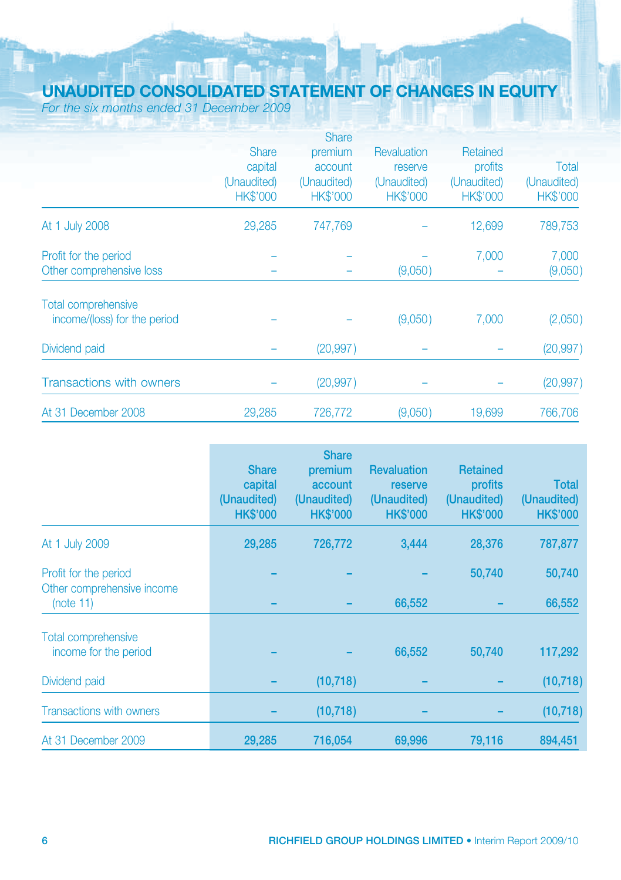# UNAUDITED CONSOLIDATED STATEMENT OF CHANGES IN EQUITY

*For the six months ended 31 December 2009*

| | Share capital (Unaudited) HK$'000 | Share premium account (Unaudited) HK$'000 | Revaluation reserve (Unaudited) HK$'000 | Retained profits (Unaudited) HK$'000 | Total (Unaudited) HK$'000 |
|---|---|---|---|---|---|
| At 1 July 2008 | 29,285 | 747,769 | – | 12,699 | 789,753 |
| Profit for the period | – | – | – | 7,000 | 7,000 |
| Other comprehensive loss | – | – | (9,050) | – | (9,050) |
| Total comprehensive income/(loss) for the period | – | – | (9,050) | 7,000 | (2,050) |
| Dividend paid | – | (20,997) | – | – | (20,997) |
| Transactions with owners | – | (20,997) | – | – | (20,997) |
| At 31 December 2008 | 29,285 | 726,772 | (9,050) | 19,699 | 766,706 |

| | **Share capital (Unaudited) HK$'000** | **Share premium account (Unaudited) HK$'000** | **Revaluation reserve (Unaudited) HK$'000** | **Retained profits (Unaudited) HK$'000** | **Total (Unaudited) HK$'000** |
|---|---|---|---|---|---|
| At 1 July 2009 | **29,285** | **726,772** | **3,444** | **28,376** | **787,877** |
| Profit for the period | **–** | **–** | **–** | **50,740** | **50,740** |
| Other comprehensive income (note 11) | **–** | **–** | **66,552** | **–** | **66,552** |
| Total comprehensive income for the period | **–** | **–** | **66,552** | **50,740** | **117,292** |
| Dividend paid | **–** | **(10,718)** | **–** | **–** | **(10,718)** |
| Transactions with owners | **–** | **(10,718)** | **–** | **–** | **(10,718)** |
| At 31 December 2009 | **29,285** | **716,054** | **69,996** | **79,116** | **894,451** |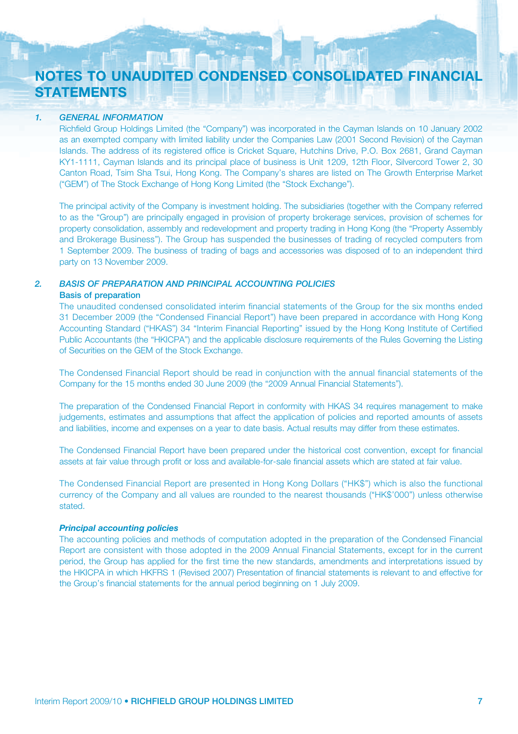# NOTES TO UNAUDITED CONDENSED CONSOLIDATED FINANCIAL STATEMENTS

## 1. *GENERAL INFORMATION*

Richfield Group Holdings Limited (the "Company") was incorporated in the Cayman Islands on 10 January 2002 as an exempted company with limited liability under the Companies Law (2001 Second Revision) of the Cayman Islands. The address of its registered office is Cricket Square, Hutchins Drive, P.O. Box 2681, Grand Cayman KY1-1111, Cayman Islands and its principal place of business is Unit 1209, 12th Floor, Silvercord Tower 2, 30 Canton Road, Tsim Sha Tsui, Hong Kong. The Company's shares are listed on The Growth Enterprise Market ("GEM") of The Stock Exchange of Hong Kong Limited (the "Stock Exchange").

The principal activity of the Company is investment holding. The subsidiaries (together with the Company referred to as the "Group") are principally engaged in provision of property brokerage services, provision of schemes for property consolidation, assembly and redevelopment and property trading in Hong Kong (the "Property Assembly and Brokerage Business"). The Group has suspended the businesses of trading of recycled computers from 1 September 2009. The business of trading of bags and accessories was disposed of to an independent third party on 13 November 2009.

## 2. *BASIS OF PREPARATION AND PRINCIPAL ACCOUNTING POLICIES*

**Basis of preparation**

The unaudited condensed consolidated interim financial statements of the Group for the six months ended 31 December 2009 (the "Condensed Financial Report") have been prepared in accordance with Hong Kong Accounting Standard ("HKAS") 34 "Interim Financial Reporting" issued by the Hong Kong Institute of Certified Public Accountants (the "HKICPA") and the applicable disclosure requirements of the Rules Governing the Listing of Securities on the GEM of the Stock Exchange.

The Condensed Financial Report should be read in conjunction with the annual financial statements of the Company for the 15 months ended 30 June 2009 (the "2009 Annual Financial Statements").

The preparation of the Condensed Financial Report in conformity with HKAS 34 requires management to make judgements, estimates and assumptions that affect the application of policies and reported amounts of assets and liabilities, income and expenses on a year to date basis. Actual results may differ from these estimates.

The Condensed Financial Report have been prepared under the historical cost convention, except for financial assets at fair value through profit or loss and available-for-sale financial assets which are stated at fair value.

The Condensed Financial Report are presented in Hong Kong Dollars ("HK$") which is also the functional currency of the Company and all values are rounded to the nearest thousands ("HK$'000") unless otherwise stated.

***Principal accounting policies***

The accounting policies and methods of computation adopted in the preparation of the Condensed Financial Report are consistent with those adopted in the 2009 Annual Financial Statements, except for in the current period, the Group has applied for the first time the new standards, amendments and interpretations issued by the HKICPA in which HKFRS 1 (Revised 2007) Presentation of financial statements is relevant to and effective for the Group's financial statements for the annual period beginning on 1 July 2009.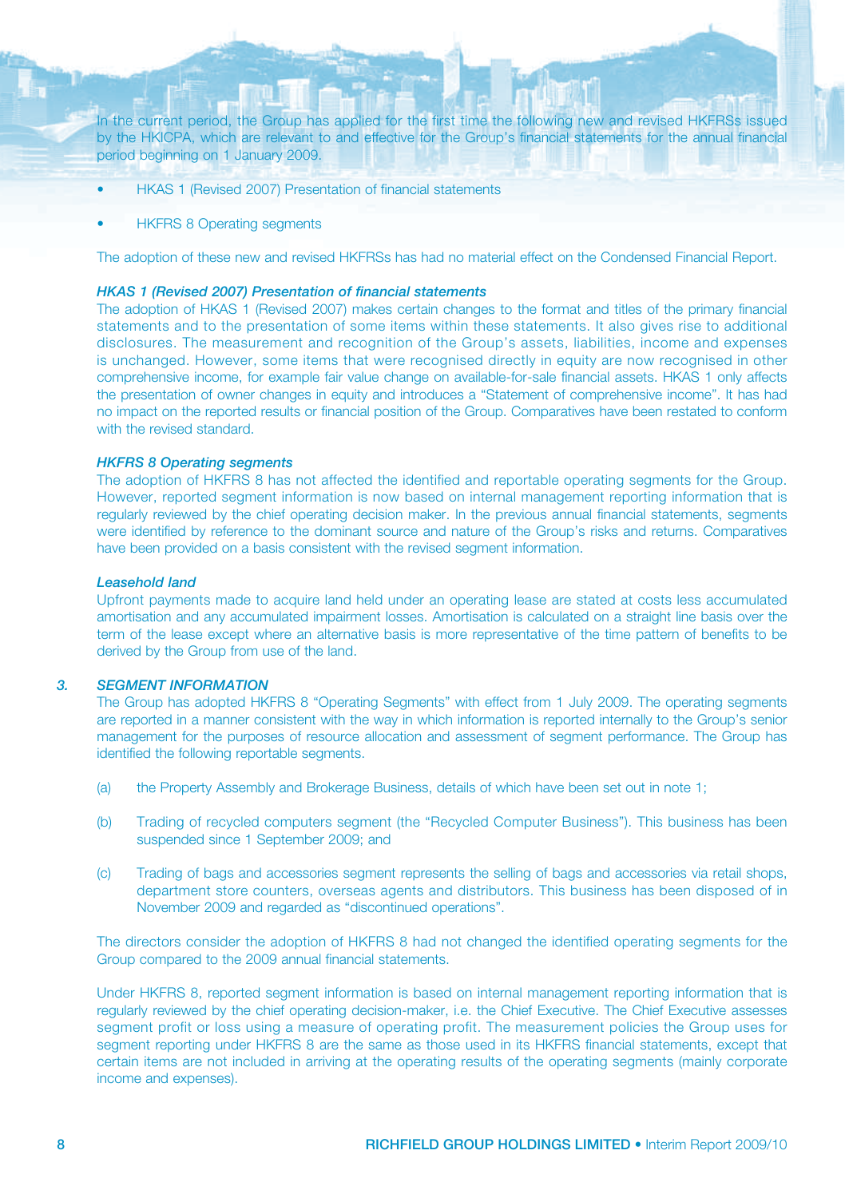In the current period, the Group has applied for the first time the following new and revised HKFRSs issued by the HKICPA, which are relevant to and effective for the Group's financial statements for the annual financial period beginning on 1 January 2009.

- HKAS 1 (Revised 2007) Presentation of financial statements
- HKFRS 8 Operating segments

The adoption of these new and revised HKFRSs has had no material effect on the Condensed Financial Report.

***HKAS 1 (Revised 2007) Presentation of financial statements***

The adoption of HKAS 1 (Revised 2007) makes certain changes to the format and titles of the primary financial statements and to the presentation of some items within these statements. It also gives rise to additional disclosures. The measurement and recognition of the Group's assets, liabilities, income and expenses is unchanged. However, some items that were recognised directly in equity are now recognised in other comprehensive income, for example fair value change on available-for-sale financial assets. HKAS 1 only affects the presentation of owner changes in equity and introduces a "Statement of comprehensive income". It has had no impact on the reported results or financial position of the Group. Comparatives have been restated to conform with the revised standard.

***HKFRS 8 Operating segments***

The adoption of HKFRS 8 has not affected the identified and reportable operating segments for the Group. However, reported segment information is now based on internal management reporting information that is regularly reviewed by the chief operating decision maker. In the previous annual financial statements, segments were identified by reference to the dominant source and nature of the Group's risks and returns. Comparatives have been provided on a basis consistent with the revised segment information.

***Leasehold land***

Upfront payments made to acquire land held under an operating lease are stated at costs less accumulated amortisation and any accumulated impairment losses. Amortisation is calculated on a straight line basis over the term of the lease except where an alternative basis is more representative of the time pattern of benefits to be derived by the Group from use of the land.

### 3. SEGMENT INFORMATION

The Group has adopted HKFRS 8 "Operating Segments" with effect from 1 July 2009. The operating segments are reported in a manner consistent with the way in which information is reported internally to the Group's senior management for the purposes of resource allocation and assessment of segment performance. The Group has identified the following reportable segments.

(a) the Property Assembly and Brokerage Business, details of which have been set out in note 1;

(b) Trading of recycled computers segment (the "Recycled Computer Business"). This business has been suspended since 1 September 2009; and

(c) Trading of bags and accessories segment represents the selling of bags and accessories via retail shops, department store counters, overseas agents and distributors. This business has been disposed of in November 2009 and regarded as "discontinued operations".

The directors consider the adoption of HKFRS 8 had not changed the identified operating segments for the Group compared to the 2009 annual financial statements.

Under HKFRS 8, reported segment information is based on internal management reporting information that is regularly reviewed by the chief operating decision-maker, i.e. the Chief Executive. The Chief Executive assesses segment profit or loss using a measure of operating profit. The measurement policies the Group uses for segment reporting under HKFRS 8 are the same as those used in its HKFRS financial statements, except that certain items are not included in arriving at the operating results of the operating segments (mainly corporate income and expenses).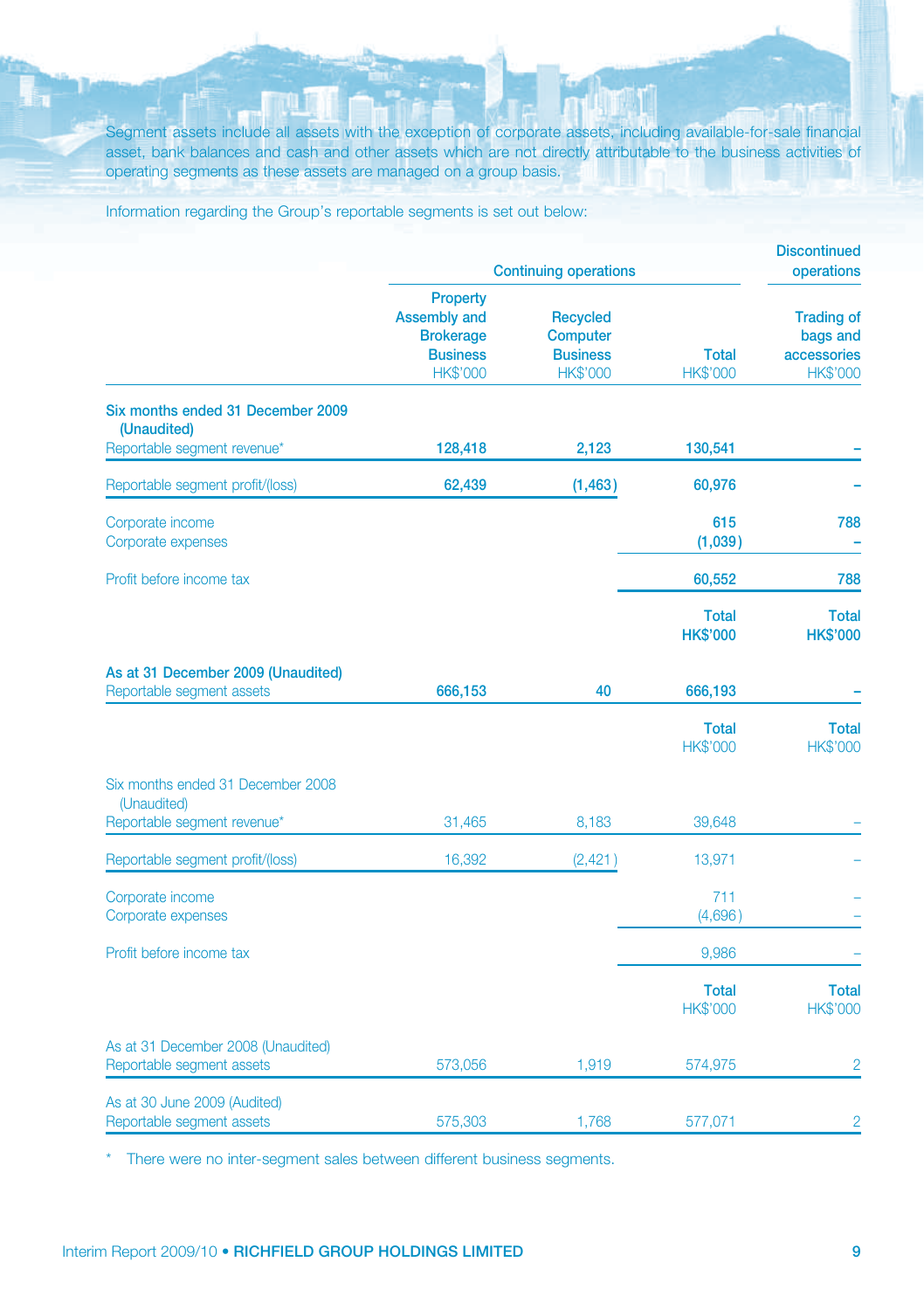Segment assets include all assets with the exception of corporate assets, including available-for-sale financial asset, bank balances and cash and other assets which are not directly attributable to the business activities of operating segments as these assets are managed on a group basis.

Information regarding the Group's reportable segments is set out below:

| | Continuing operations | | | Discontinued operations |
|---|---|---|---|---|
| | Property Assembly and Brokerage Business HK$'000 | Recycled Computer Business HK$'000 | Total HK$'000 | Trading of bags and accessories HK$'000 |
| **Six months ended 31 December 2009 (Unaudited)** | | | | |
| Reportable segment revenue* | **128,418** | **2,123** | **130,541** | **–** |
| Reportable segment profit/(loss) | **62,439** | **(1,463)** | **60,976** | **–** |
| Corporate income | | | **615** | **788** |
| Corporate expenses | | | **(1,039)** | **–** |
| Profit before income tax | | | **60,552** | **788** |
| | | | **Total HK$'000** | **Total HK$'000** |
| **As at 31 December 2009 (Unaudited)** | | | | |
| Reportable segment assets | **666,153** | **40** | **666,193** | **–** |
| | | | **Total** HK$'000 | **Total** HK$'000 |
| Six months ended 31 December 2008 (Unaudited) | | | | |
| Reportable segment revenue* | 31,465 | 8,183 | 39,648 | – |
| Reportable segment profit/(loss) | 16,392 | (2,421) | 13,971 | – |
| Corporate income | | | 711 | – |
| Corporate expenses | | | (4,696) | – |
| Profit before income tax | | | 9,986 | – |
| | | | **Total** HK$'000 | **Total** HK$'000 |
| As at 31 December 2008 (Unaudited) | | | | |
| Reportable segment assets | 573,056 | 1,919 | 574,975 | 2 |
| As at 30 June 2009 (Audited) | | | | |
| Reportable segment assets | 575,303 | 1,768 | 577,071 | 2 |

\* There were no inter-segment sales between different business segments.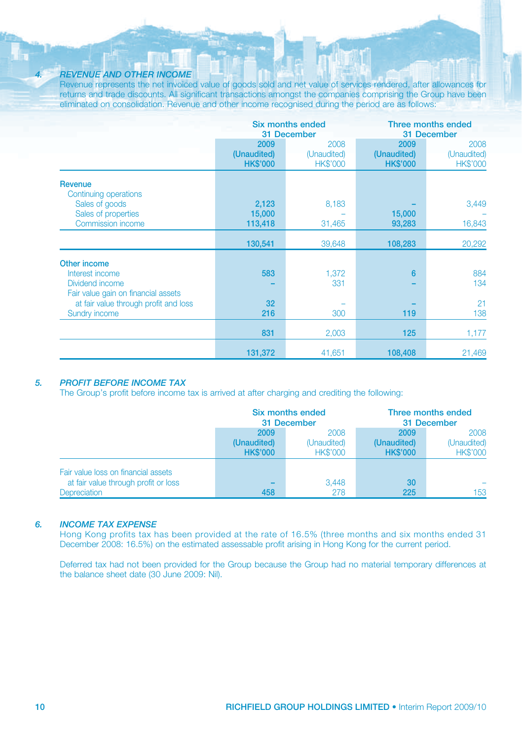## 4. *REVENUE AND OTHER INCOME*

Revenue represents the net invoiced value of goods sold and net value of services rendered, after allowances for returns and trade discounts. All significant transactions amongst the companies comprising the Group have been eliminated on consolidation. Revenue and other income recognised during the period are as follows:

| | Six months ended 31 December | | Three months ended 31 December | |
|---|---|---|---|---|
| | **2009** | 2008 | **2009** | 2008 |
| | **(Unaudited)** | (Unaudited) | **(Unaudited)** | (Unaudited) |
| | **HK$'000** | HK$'000 | **HK$'000** | HK$'000 |
| **Revenue** | | | | |
| Continuing operations | | | | |
| Sales of goods | **2,123** | 8,183 | **–** | 3,449 |
| Sales of properties | **15,000** | – | **15,000** | – |
| Commission income | **113,418** | 31,465 | **93,283** | 16,843 |
| | **130,541** | 39,648 | **108,283** | 20,292 |
| **Other income** | | | | |
| Interest income | **583** | 1,372 | **6** | 884 |
| Dividend income | **–** | 331 | **–** | 134 |
| Fair value gain on financial assets at fair value through profit and loss | **32** | – | **–** | 21 |
| Sundry income | **216** | 300 | **119** | 138 |
| | **831** | 2,003 | **125** | 1,177 |
| | **131,372** | 41,651 | **108,408** | 21,469 |

## 5. *PROFIT BEFORE INCOME TAX*

The Group's profit before income tax is arrived at after charging and crediting the following:

| | Six months ended 31 December | | Three months ended 31 December | |
|---|---|---|---|---|
| | **2009** | 2008 | **2009** | 2008 |
| | **(Unaudited)** | (Unaudited) | **(Unaudited)** | (Unaudited) |
| | **HK$'000** | HK$'000 | **HK$'000** | HK$'000 |
| Fair value loss on financial assets at fair value through profit or loss | **–** | 3,448 | **30** | – |
| Depreciation | **458** | 278 | **225** | 153 |

## 6. *INCOME TAX EXPENSE*

Hong Kong profits tax has been provided at the rate of 16.5% (three months and six months ended 31 December 2008: 16.5%) on the estimated assessable profit arising in Hong Kong for the current period.

Deferred tax had not been provided for the Group because the Group had no material temporary differences at the balance sheet date (30 June 2009: Nil).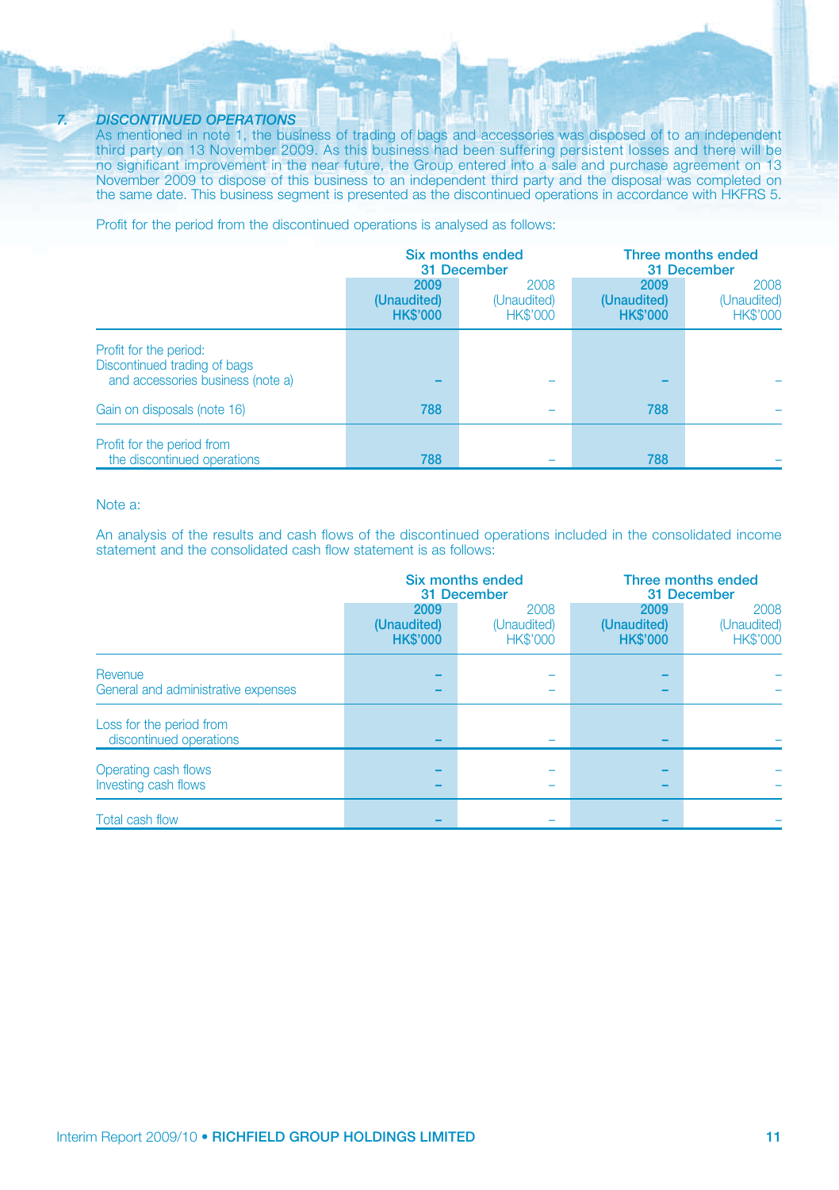## 7. *DISCONTINUED OPERATIONS*

As mentioned in note 1, the business of trading of bags and accessories was disposed of to an independent third party on 13 November 2009. As this business had been suffering persistent losses and there will be no significant improvement in the near future, the Group entered into a sale and purchase agreement on 13 November 2009 to dispose of this business to an independent third party and the disposal was completed on the same date. This business segment is presented as the discontinued operations in accordance with HKFRS 5.

Profit for the period from the discontinued operations is analysed as follows:

| | Six months ended 31 December | | Three months ended 31 December | |
|---|---|---|---|---|
| | **2009 (Unaudited) HK$'000** | 2008 (Unaudited) HK$'000 | **2009 (Unaudited) HK$'000** | 2008 (Unaudited) HK$'000 |
| Profit for the period: Discontinued trading of bags and accessories business (note a) | **–** | – | **–** | – |
| Gain on disposals (note 16) | **788** | – | **788** | – |
| Profit for the period from the discontinued operations | **788** | – | **788** | – |

Note a:

An analysis of the results and cash flows of the discontinued operations included in the consolidated income statement and the consolidated cash flow statement is as follows:

| | Six months ended 31 December | | Three months ended 31 December | |
|---|---|---|---|---|
| | **2009 (Unaudited) HK$'000** | 2008 (Unaudited) HK$'000 | **2009 (Unaudited) HK$'000** | 2008 (Unaudited) HK$'000 |
| Revenue | **–** | – | **–** | – |
| General and administrative expenses | **–** | – | **–** | – |
| Loss for the period from discontinued operations | **–** | – | **–** | – |
| Operating cash flows | **–** | – | **–** | – |
| Investing cash flows | **–** | – | **–** | – |
| Total cash flow | **–** | – | **–** | – |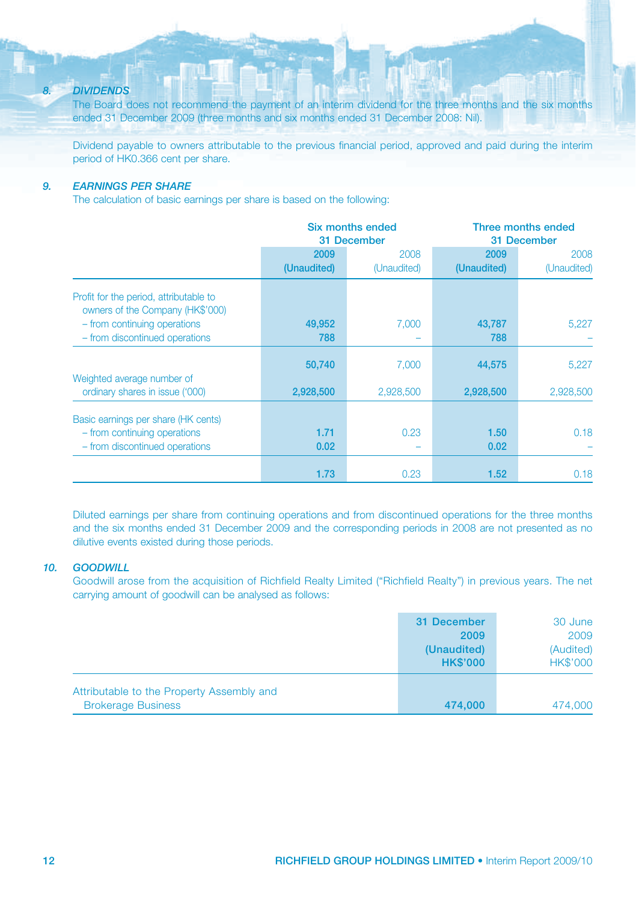### 8. *DIVIDENDS*

The Board does not recommend the payment of an interim dividend for the three months and the six months ended 31 December 2009 (three months and six months ended 31 December 2008: Nil).

Dividend payable to owners attributable to the previous financial period, approved and paid during the interim period of HK0.366 cent per share.

### 9. *EARNINGS PER SHARE*

The calculation of basic earnings per share is based on the following:

| | Six months ended 31 December | | Three months ended 31 December | |
|---|---|---|---|---|
| | **2009 (Unaudited)** | 2008 (Unaudited) | **2009 (Unaudited)** | 2008 (Unaudited) |
| Profit for the period, attributable to owners of the Company (HK$'000) | | | | |
| – from continuing operations | **49,952** | 7,000 | **43,787** | 5,227 |
| – from discontinued operations | **788** | – | **788** | – |
| | **50,740** | 7,000 | **44,575** | 5,227 |
| Weighted average number of ordinary shares in issue ('000) | **2,928,500** | 2,928,500 | **2,928,500** | 2,928,500 |
| Basic earnings per share (HK cents) | | | | |
| – from continuing operations | **1.71** | 0.23 | **1.50** | 0.18 |
| – from discontinued operations | **0.02** | – | **0.02** | – |
| | **1.73** | 0.23 | **1.52** | 0.18 |

Diluted earnings per share from continuing operations and from discontinued operations for the three months and the six months ended 31 December 2009 and the corresponding periods in 2008 are not presented as no dilutive events existed during those periods.

### 10. *GOODWILL*

Goodwill arose from the acquisition of Richfield Realty Limited ("Richfield Realty") in previous years. The net carrying amount of goodwill can be analysed as follows:

| | **31 December 2009 (Unaudited) HK$'000** | 30 June 2009 (Audited) HK$'000 |
|---|---|---|
| Attributable to the Property Assembly and Brokerage Business | **474,000** | 474,000 |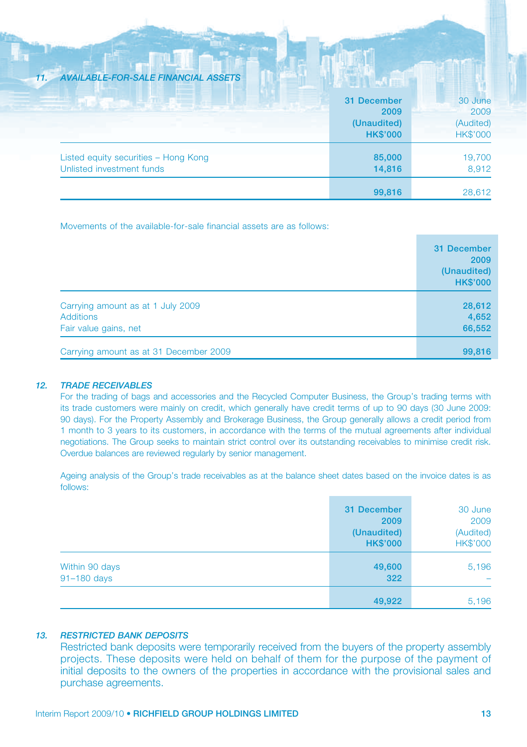## 11. AVAILABLE-FOR-SALE FINANCIAL ASSETS

| | 31 December 2009 (Unaudited) HK$'000 | 30 June 2009 (Audited) HK$'000 |
|---|---|---|
| Listed equity securities – Hong Kong | 85,000 | 19,700 |
| Unlisted investment funds | 14,816 | 8,912 |
| | 99,816 | 28,612 |

Movements of the available-for-sale financial assets are as follows:

| | 31 December 2009 (Unaudited) HK$'000 |
|---|---|
| Carrying amount as at 1 July 2009 | 28,612 |
| Additions | 4,652 |
| Fair value gains, net | 66,552 |
| Carrying amount as at 31 December 2009 | 99,816 |

## 12. TRADE RECEIVABLES

For the trading of bags and accessories and the Recycled Computer Business, the Group's trading terms with its trade customers were mainly on credit, which generally have credit terms of up to 90 days (30 June 2009: 90 days). For the Property Assembly and Brokerage Business, the Group generally allows a credit period from 1 month to 3 years to its customers, in accordance with the terms of the mutual agreements after individual negotiations. The Group seeks to maintain strict control over its outstanding receivables to minimise credit risk. Overdue balances are reviewed regularly by senior management.

Ageing analysis of the Group's trade receivables as at the balance sheet dates based on the invoice dates is as follows:

| | 31 December 2009 (Unaudited) HK$'000 | 30 June 2009 (Audited) HK$'000 |
|---|---|---|
| Within 90 days | 49,600 | 5,196 |
| 91–180 days | 322 | – |
| | 49,922 | 5,196 |

## 13. RESTRICTED BANK DEPOSITS

Restricted bank deposits were temporarily received from the buyers of the property assembly projects. These deposits were held on behalf of them for the purpose of the payment of initial deposits to the owners of the properties in accordance with the provisional sales and purchase agreements.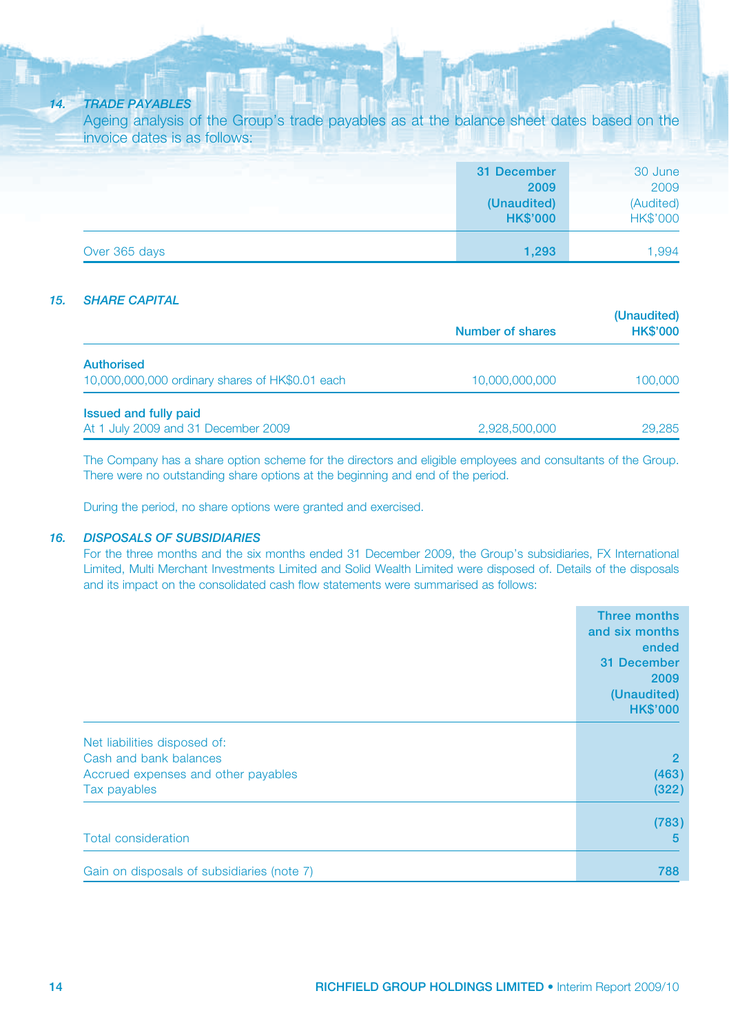### 14. TRADE PAYABLES

Ageing analysis of the Group's trade payables as at the balance sheet dates based on the invoice dates is as follows:

| | **31 December 2009 (Unaudited) HK$'000** | 30 June 2009 (Audited) HK$'000 |
|---|---|---|
| Over 365 days | **1,293** | 1,994 |

### 15. SHARE CAPITAL

| | **Number of shares** | **(Unaudited) HK$'000** |
|---|---|---|
| **Authorised** | | |
| 10,000,000,000 ordinary shares of HK$0.01 each | 10,000,000,000 | 100,000 |
| **Issued and fully paid** | | |
| At 1 July 2009 and 31 December 2009 | 2,928,500,000 | 29,285 |

The Company has a share option scheme for the directors and eligible employees and consultants of the Group. There were no outstanding share options at the beginning and end of the period.

During the period, no share options were granted and exercised.

### 16. DISPOSALS OF SUBSIDIARIES

For the three months and the six months ended 31 December 2009, the Group's subsidiaries, FX International Limited, Multi Merchant Investments Limited and Solid Wealth Limited were disposed of. Details of the disposals and its impact on the consolidated cash flow statements were summarised as follows:

| | **Three months and six months ended 31 December 2009 (Unaudited) HK$'000** |
|---|---|
| Net liabilities disposed of: | |
| Cash and bank balances | **2** |
| Accrued expenses and other payables | **(463)** |
| Tax payables | **(322)** |
| | **(783)** |
| Total consideration | **5** |
| Gain on disposals of subsidiaries (note 7) | **788** |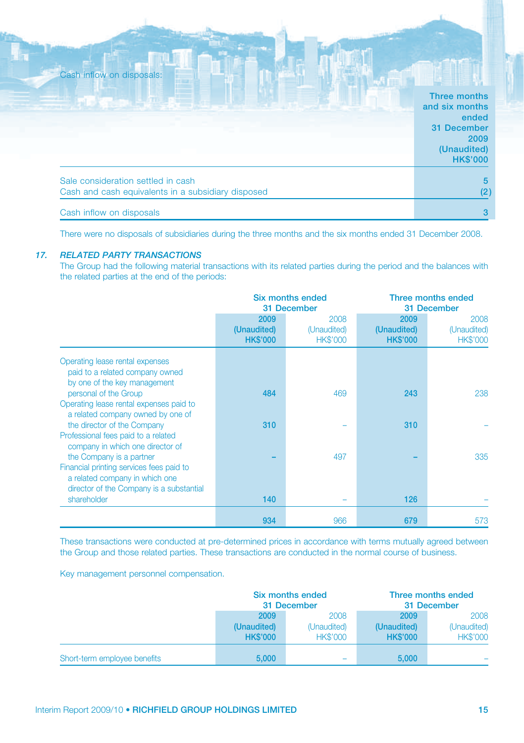Cash inflow on disposals:

| | Three months and six months ended 31 December 2009 (Unaudited) HK$'000 |
|---|---|
| Sale consideration settled in cash | 5 |
| Cash and cash equivalents in a subsidiary disposed | (2) |
| Cash inflow on disposals | 3 |

There were no disposals of subsidiaries during the three months and the six months ended 31 December 2008.

## 17. *RELATED PARTY TRANSACTIONS*

The Group had the following material transactions with its related parties during the period and the balances with the related parties at the end of the periods:

| | Six months ended 31 December | | Three months ended 31 December | |
|---|---|---|---|---|
| | 2009 (Unaudited) HK$'000 | 2008 (Unaudited) HK$'000 | 2009 (Unaudited) HK$'000 | 2008 (Unaudited) HK$'000 |
| Operating lease rental expenses paid to a related company owned by one of the key management personal of the Group | 484 | 469 | 243 | 238 |
| Operating lease rental expenses paid to a related company owned by one of the director of the Company | 310 | – | 310 | – |
| Professional fees paid to a related company in which one director of the Company is a partner | – | 497 | – | 335 |
| Financial printing services fees paid to a related company in which one director of the Company is a substantial shareholder | 140 | – | 126 | – |
| | 934 | 966 | 679 | 573 |

These transactions were conducted at pre-determined prices in accordance with terms mutually agreed between the Group and those related parties. These transactions are conducted in the normal course of business.

Key management personnel compensation.

| | Six months ended 31 December | | Three months ended 31 December | |
|---|---|---|---|---|
| | 2009 (Unaudited) HK$'000 | 2008 (Unaudited) HK$'000 | 2009 (Unaudited) HK$'000 | 2008 (Unaudited) HK$'000 |
| Short-term employee benefits | 5,000 | – | 5,000 | – |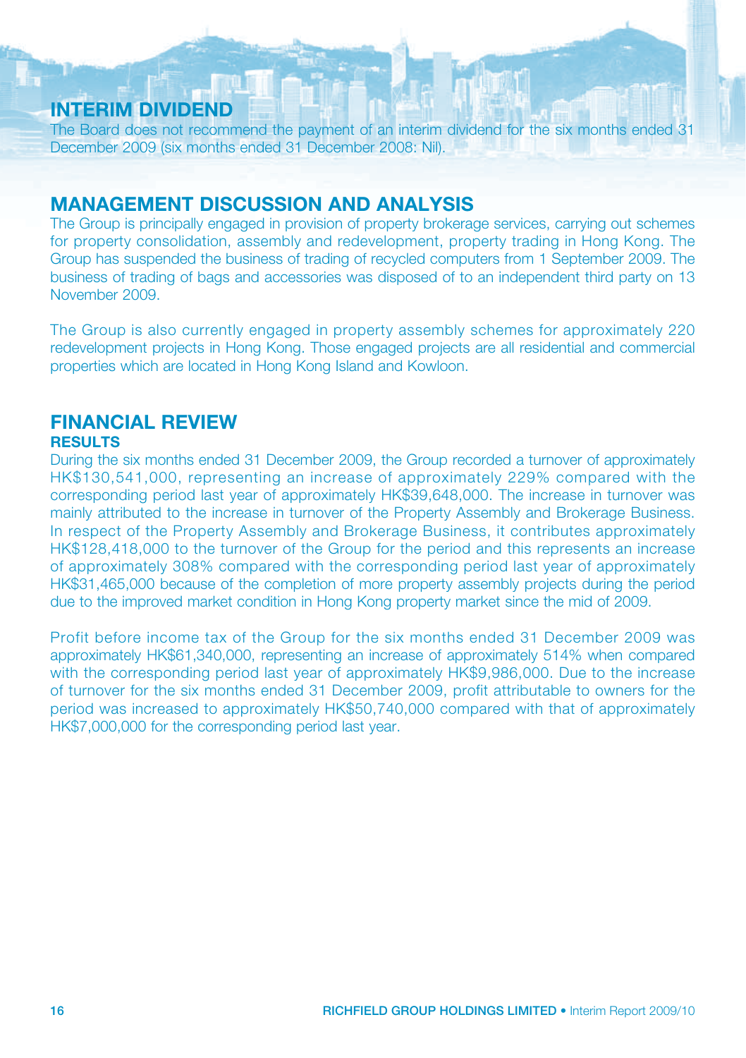## INTERIM DIVIDEND

The Board does not recommend the payment of an interim dividend for the six months ended 31 December 2009 (six months ended 31 December 2008: Nil).

## MANAGEMENT DISCUSSION AND ANALYSIS

The Group is principally engaged in provision of property brokerage services, carrying out schemes for property consolidation, assembly and redevelopment, property trading in Hong Kong. The Group has suspended the business of trading of recycled computers from 1 September 2009. The business of trading of bags and accessories was disposed of to an independent third party on 13 November 2009.

The Group is also currently engaged in property assembly schemes for approximately 220 redevelopment projects in Hong Kong. Those engaged projects are all residential and commercial properties which are located in Hong Kong Island and Kowloon.

## FINANCIAL REVIEW

### RESULTS

During the six months ended 31 December 2009, the Group recorded a turnover of approximately HK$130,541,000, representing an increase of approximately 229% compared with the corresponding period last year of approximately HK$39,648,000. The increase in turnover was mainly attributed to the increase in turnover of the Property Assembly and Brokerage Business. In respect of the Property Assembly and Brokerage Business, it contributes approximately HK$128,418,000 to the turnover of the Group for the period and this represents an increase of approximately 308% compared with the corresponding period last year of approximately HK$31,465,000 because of the completion of more property assembly projects during the period due to the improved market condition in Hong Kong property market since the mid of 2009.

Profit before income tax of the Group for the six months ended 31 December 2009 was approximately HK$61,340,000, representing an increase of approximately 514% when compared with the corresponding period last year of approximately HK$9,986,000. Due to the increase of turnover for the six months ended 31 December 2009, profit attributable to owners for the period was increased to approximately HK$50,740,000 compared with that of approximately HK$7,000,000 for the corresponding period last year.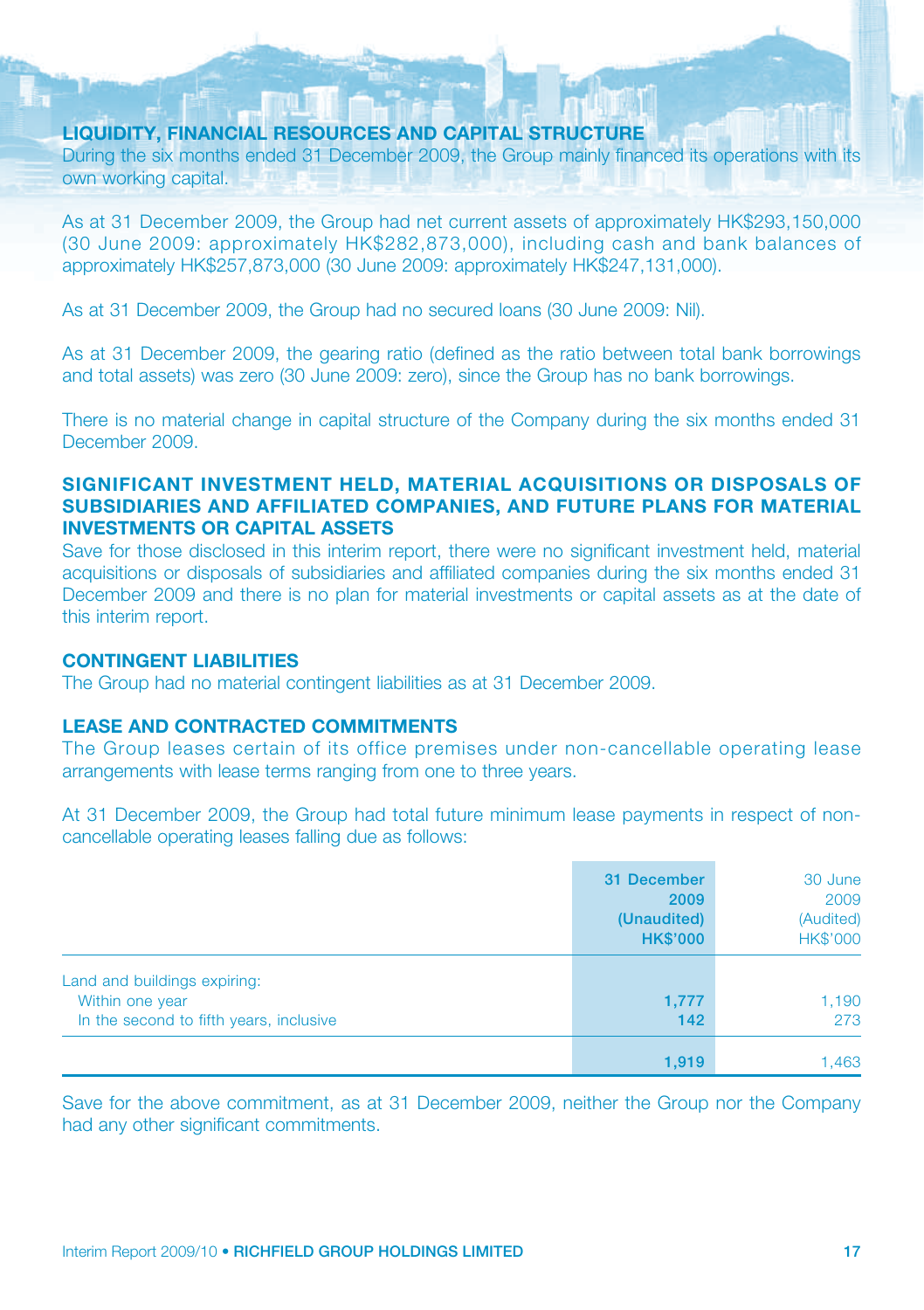## LIQUIDITY, FINANCIAL RESOURCES AND CAPITAL STRUCTURE

During the six months ended 31 December 2009, the Group mainly financed its operations with its own working capital.

As at 31 December 2009, the Group had net current assets of approximately HK$293,150,000 (30 June 2009: approximately HK$282,873,000), including cash and bank balances of approximately HK$257,873,000 (30 June 2009: approximately HK$247,131,000).

As at 31 December 2009, the Group had no secured loans (30 June 2009: Nil).

As at 31 December 2009, the gearing ratio (defined as the ratio between total bank borrowings and total assets) was zero (30 June 2009: zero), since the Group has no bank borrowings.

There is no material change in capital structure of the Company during the six months ended 31 December 2009.

## SIGNIFICANT INVESTMENT HELD, MATERIAL ACQUISITIONS OR DISPOSALS OF SUBSIDIARIES AND AFFILIATED COMPANIES, AND FUTURE PLANS FOR MATERIAL INVESTMENTS OR CAPITAL ASSETS

Save for those disclosed in this interim report, there were no significant investment held, material acquisitions or disposals of subsidiaries and affiliated companies during the six months ended 31 December 2009 and there is no plan for material investments or capital assets as at the date of this interim report.

## CONTINGENT LIABILITIES

The Group had no material contingent liabilities as at 31 December 2009.

## LEASE AND CONTRACTED COMMITMENTS

The Group leases certain of its office premises under non-cancellable operating lease arrangements with lease terms ranging from one to three years.

At 31 December 2009, the Group had total future minimum lease payments in respect of non-cancellable operating leases falling due as follows:

| | **31 December 2009 (Unaudited) HK$'000** | 30 June 2009 (Audited) HK$'000 |
|---|---|---|
| Land and buildings expiring: | | |
| Within one year | **1,777** | 1,190 |
| In the second to fifth years, inclusive | **142** | 273 |
| | **1,919** | 1,463 |

Save for the above commitment, as at 31 December 2009, neither the Group nor the Company had any other significant commitments.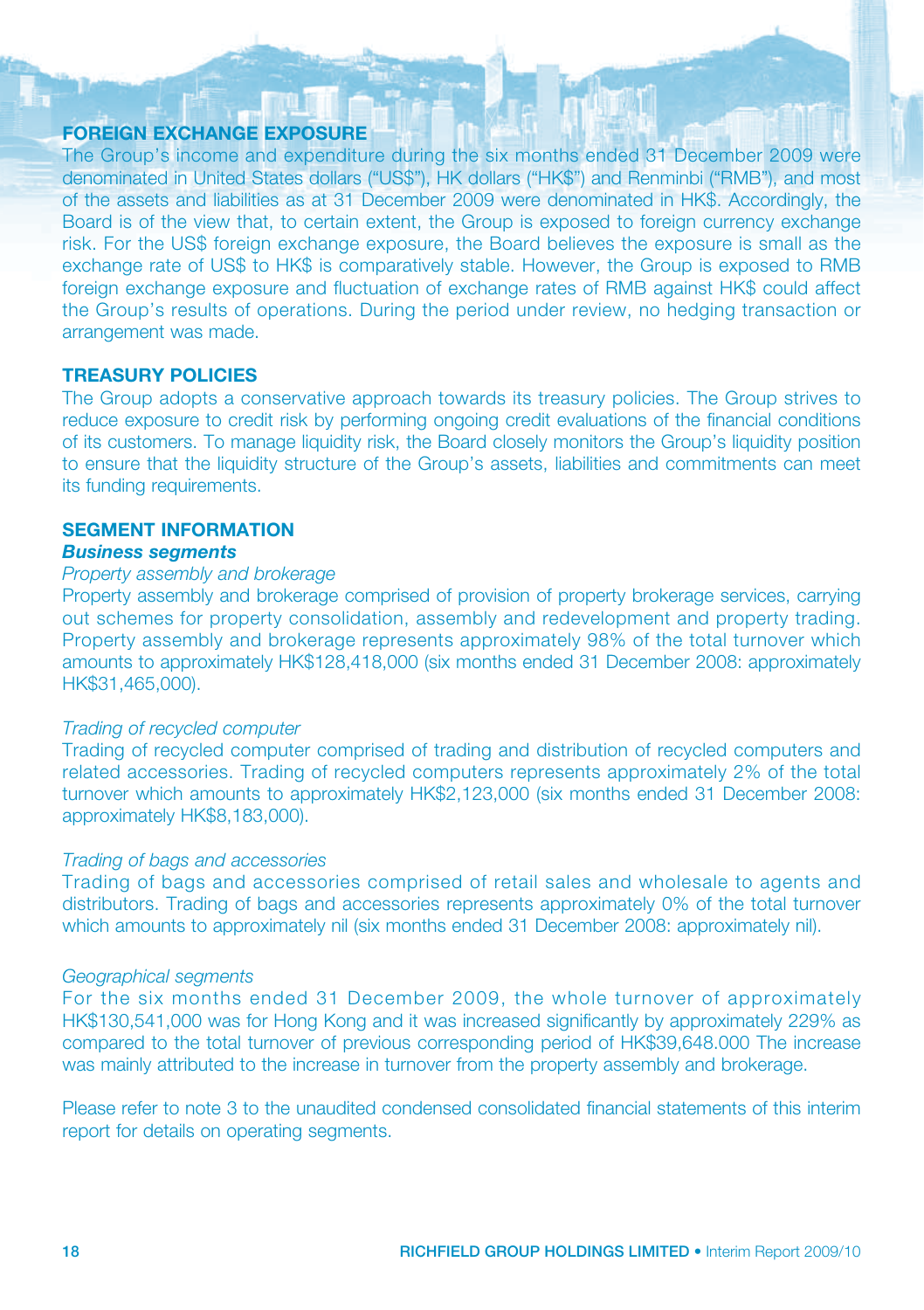## FOREIGN EXCHANGE EXPOSURE

The Group's income and expenditure during the six months ended 31 December 2009 were denominated in United States dollars ("US$"), HK dollars ("HK$") and Renminbi ("RMB"), and most of the assets and liabilities as at 31 December 2009 were denominated in HK$. Accordingly, the Board is of the view that, to certain extent, the Group is exposed to foreign currency exchange risk. For the US$ foreign exchange exposure, the Board believes the exposure is small as the exchange rate of US$ to HK$ is comparatively stable. However, the Group is exposed to RMB foreign exchange exposure and fluctuation of exchange rates of RMB against HK$ could affect the Group's results of operations. During the period under review, no hedging transaction or arrangement was made.

## TREASURY POLICIES

The Group adopts a conservative approach towards its treasury policies. The Group strives to reduce exposure to credit risk by performing ongoing credit evaluations of the financial conditions of its customers. To manage liquidity risk, the Board closely monitors the Group's liquidity position to ensure that the liquidity structure of the Group's assets, liabilities and commitments can meet its funding requirements.

## SEGMENT INFORMATION

### *Business segments*

*Property assembly and brokerage*

Property assembly and brokerage comprised of provision of property brokerage services, carrying out schemes for property consolidation, assembly and redevelopment and property trading. Property assembly and brokerage represents approximately 98% of the total turnover which amounts to approximately HK$128,418,000 (six months ended 31 December 2008: approximately HK$31,465,000).

*Trading of recycled computer*

Trading of recycled computer comprised of trading and distribution of recycled computers and related accessories. Trading of recycled computers represents approximately 2% of the total turnover which amounts to approximately HK$2,123,000 (six months ended 31 December 2008: approximately HK$8,183,000).

*Trading of bags and accessories*

Trading of bags and accessories comprised of retail sales and wholesale to agents and distributors. Trading of bags and accessories represents approximately 0% of the total turnover which amounts to approximately nil (six months ended 31 December 2008: approximately nil).

*Geographical segments*

For the six months ended 31 December 2009, the whole turnover of approximately HK$130,541,000 was for Hong Kong and it was increased significantly by approximately 229% as compared to the total turnover of previous corresponding period of HK$39,648.000 The increase was mainly attributed to the increase in turnover from the property assembly and brokerage.

Please refer to note 3 to the unaudited condensed consolidated financial statements of this interim report for details on operating segments.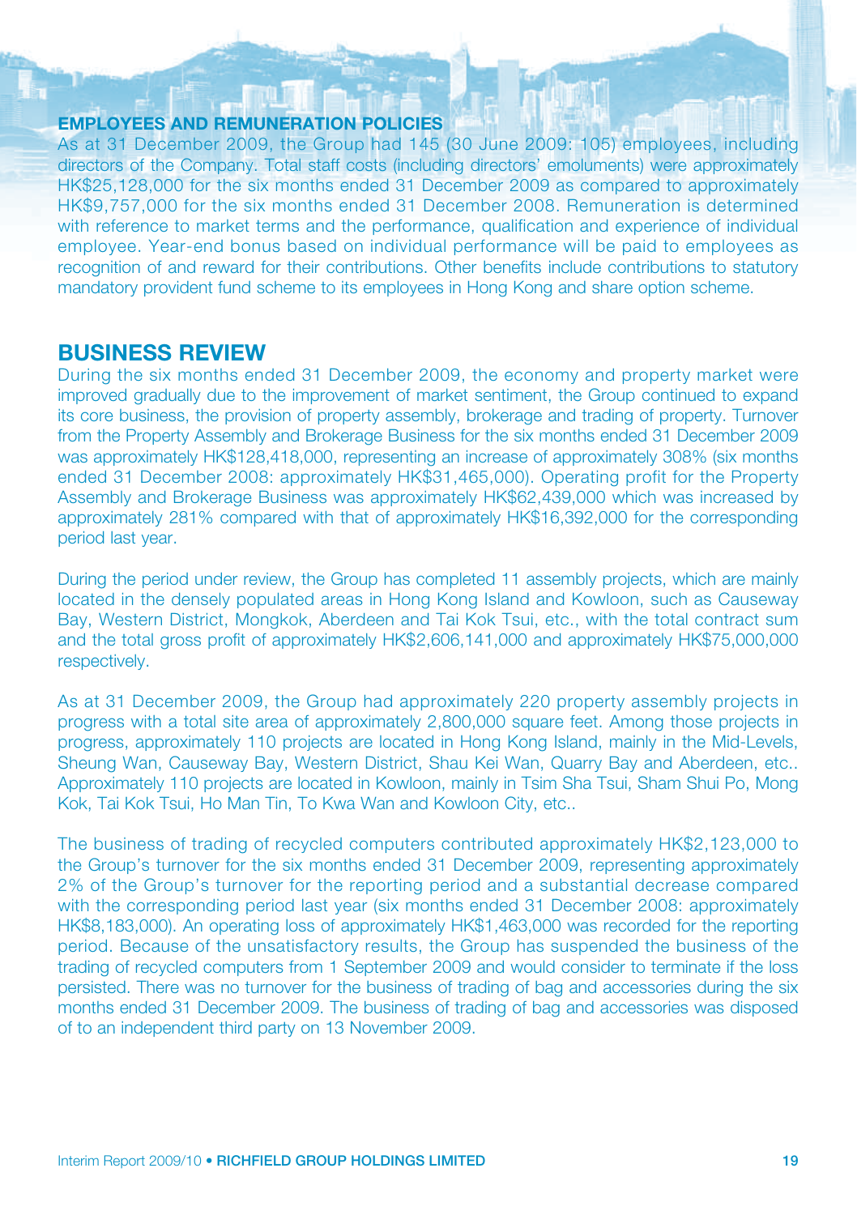### EMPLOYEES AND REMUNERATION POLICIES

As at 31 December 2009, the Group had 145 (30 June 2009: 105) employees, including directors of the Company. Total staff costs (including directors' emoluments) were approximately HK$25,128,000 for the six months ended 31 December 2009 as compared to approximately HK$9,757,000 for the six months ended 31 December 2008. Remuneration is determined with reference to market terms and the performance, qualification and experience of individual employee. Year-end bonus based on individual performance will be paid to employees as recognition of and reward for their contributions. Other benefits include contributions to statutory mandatory provident fund scheme to its employees in Hong Kong and share option scheme.

## BUSINESS REVIEW

During the six months ended 31 December 2009, the economy and property market were improved gradually due to the improvement of market sentiment, the Group continued to expand its core business, the provision of property assembly, brokerage and trading of property. Turnover from the Property Assembly and Brokerage Business for the six months ended 31 December 2009 was approximately HK$128,418,000, representing an increase of approximately 308% (six months ended 31 December 2008: approximately HK$31,465,000). Operating profit for the Property Assembly and Brokerage Business was approximately HK$62,439,000 which was increased by approximately 281% compared with that of approximately HK$16,392,000 for the corresponding period last year.

During the period under review, the Group has completed 11 assembly projects, which are mainly located in the densely populated areas in Hong Kong Island and Kowloon, such as Causeway Bay, Western District, Mongkok, Aberdeen and Tai Kok Tsui, etc., with the total contract sum and the total gross profit of approximately HK$2,606,141,000 and approximately HK$75,000,000 respectively.

As at 31 December 2009, the Group had approximately 220 property assembly projects in progress with a total site area of approximately 2,800,000 square feet. Among those projects in progress, approximately 110 projects are located in Hong Kong Island, mainly in the Mid-Levels, Sheung Wan, Causeway Bay, Western District, Shau Kei Wan, Quarry Bay and Aberdeen, etc.. Approximately 110 projects are located in Kowloon, mainly in Tsim Sha Tsui, Sham Shui Po, Mong Kok, Tai Kok Tsui, Ho Man Tin, To Kwa Wan and Kowloon City, etc..

The business of trading of recycled computers contributed approximately HK$2,123,000 to the Group's turnover for the six months ended 31 December 2009, representing approximately 2% of the Group's turnover for the reporting period and a substantial decrease compared with the corresponding period last year (six months ended 31 December 2008: approximately HK$8,183,000). An operating loss of approximately HK$1,463,000 was recorded for the reporting period. Because of the unsatisfactory results, the Group has suspended the business of the trading of recycled computers from 1 September 2009 and would consider to terminate if the loss persisted. There was no turnover for the business of trading of bag and accessories during the six months ended 31 December 2009. The business of trading of bag and accessories was disposed of to an independent third party on 13 November 2009.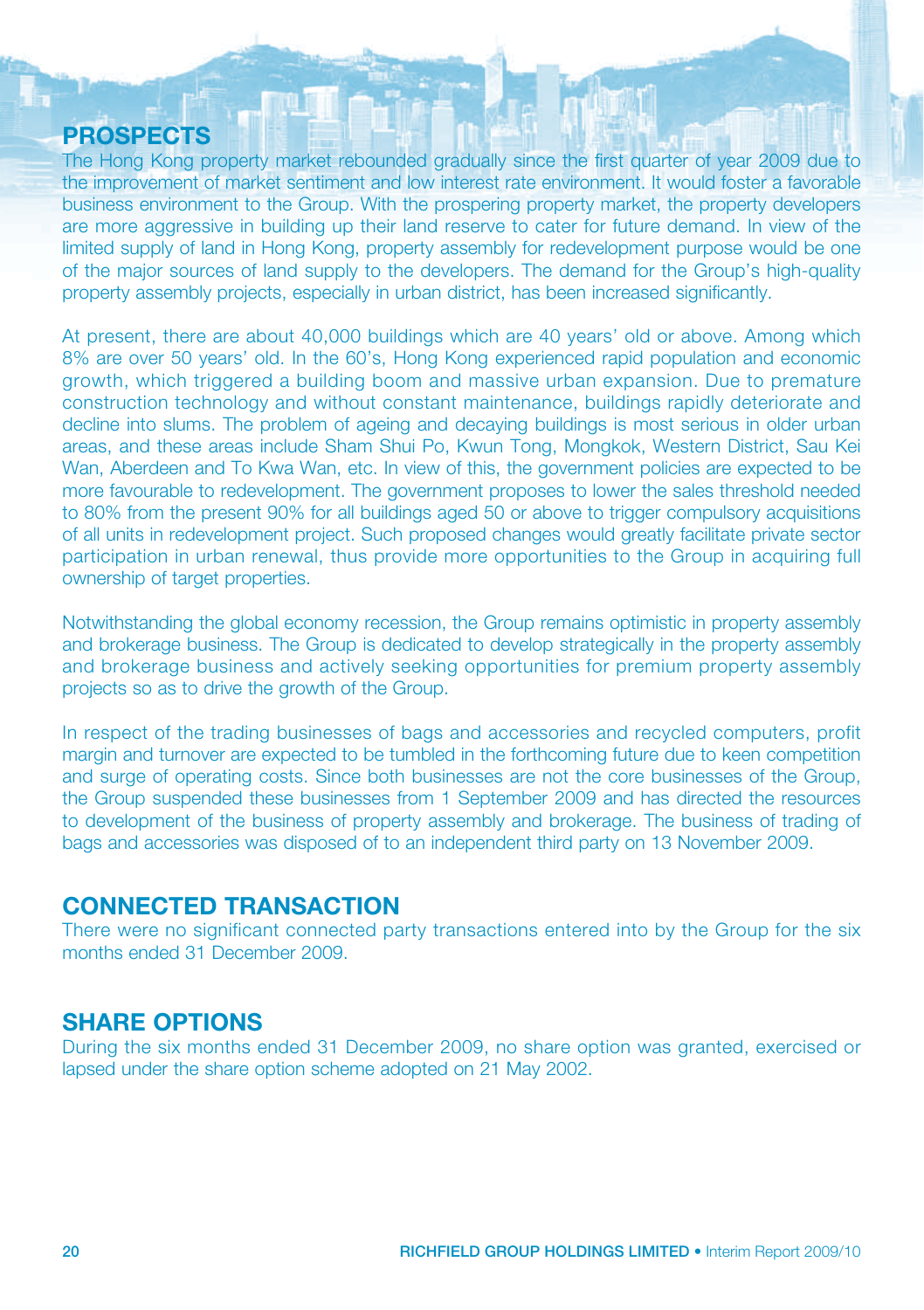## PROSPECTS

The Hong Kong property market rebounded gradually since the first quarter of year 2009 due to the improvement of market sentiment and low interest rate environment. It would foster a favorable business environment to the Group. With the prospering property market, the property developers are more aggressive in building up their land reserve to cater for future demand. In view of the limited supply of land in Hong Kong, property assembly for redevelopment purpose would be one of the major sources of land supply to the developers. The demand for the Group's high-quality property assembly projects, especially in urban district, has been increased significantly.

At present, there are about 40,000 buildings which are 40 years' old or above. Among which 8% are over 50 years' old. In the 60's, Hong Kong experienced rapid population and economic growth, which triggered a building boom and massive urban expansion. Due to premature construction technology and without constant maintenance, buildings rapidly deteriorate and decline into slums. The problem of ageing and decaying buildings is most serious in older urban areas, and these areas include Sham Shui Po, Kwun Tong, Mongkok, Western District, Sau Kei Wan, Aberdeen and To Kwa Wan, etc. In view of this, the government policies are expected to be more favourable to redevelopment. The government proposes to lower the sales threshold needed to 80% from the present 90% for all buildings aged 50 or above to trigger compulsory acquisitions of all units in redevelopment project. Such proposed changes would greatly facilitate private sector participation in urban renewal, thus provide more opportunities to the Group in acquiring full ownership of target properties.

Notwithstanding the global economy recession, the Group remains optimistic in property assembly and brokerage business. The Group is dedicated to develop strategically in the property assembly and brokerage business and actively seeking opportunities for premium property assembly projects so as to drive the growth of the Group.

In respect of the trading businesses of bags and accessories and recycled computers, profit margin and turnover are expected to be tumbled in the forthcoming future due to keen competition and surge of operating costs. Since both businesses are not the core businesses of the Group, the Group suspended these businesses from 1 September 2009 and has directed the resources to development of the business of property assembly and brokerage. The business of trading of bags and accessories was disposed of to an independent third party on 13 November 2009.

## CONNECTED TRANSACTION

There were no significant connected party transactions entered into by the Group for the six months ended 31 December 2009.

## SHARE OPTIONS

During the six months ended 31 December 2009, no share option was granted, exercised or lapsed under the share option scheme adopted on 21 May 2002.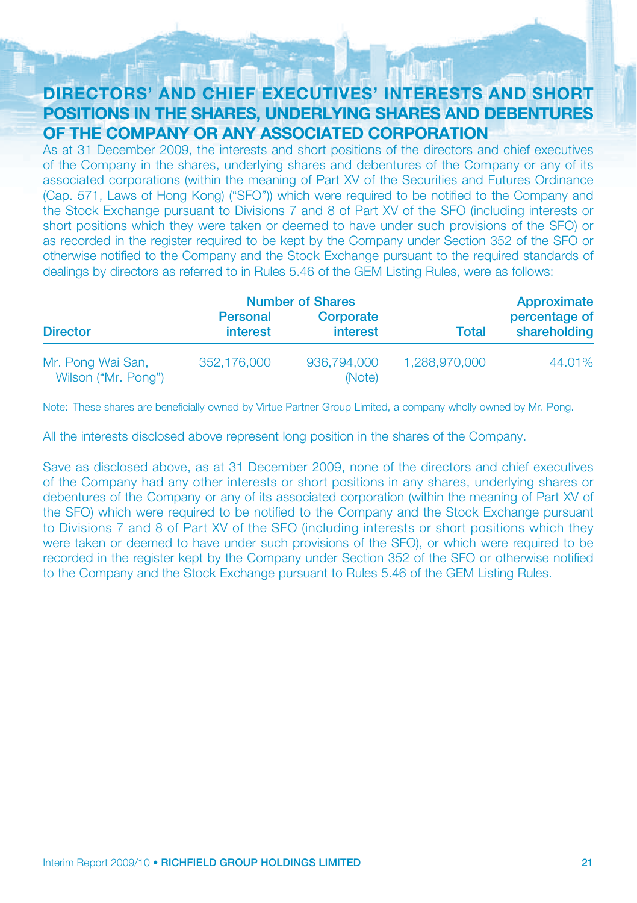# DIRECTORS' AND CHIEF EXECUTIVES' INTERESTS AND SHORT POSITIONS IN THE SHARES, UNDERLYING SHARES AND DEBENTURES OF THE COMPANY OR ANY ASSOCIATED CORPORATION

As at 31 December 2009, the interests and short positions of the directors and chief executives of the Company in the shares, underlying shares and debentures of the Company or any of its associated corporations (within the meaning of Part XV of the Securities and Futures Ordinance (Cap. 571, Laws of Hong Kong) ("SFO")) which were required to be notified to the Company and the Stock Exchange pursuant to Divisions 7 and 8 of Part XV of the SFO (including interests or short positions which they were taken or deemed to have under such provisions of the SFO) or as recorded in the register required to be kept by the Company under Section 352 of the SFO or otherwise notified to the Company and the Stock Exchange pursuant to the required standards of dealings by directors as referred to in Rules 5.46 of the GEM Listing Rules, were as follows:

| Director | Number of Shares | | | Approximate percentage of shareholding |
|---|---|---|---|---|
| | Personal interest | Corporate interest | Total | |
| Mr. Pong Wai San, Wilson ("Mr. Pong") | 352,176,000 | 936,794,000 (Note) | 1,288,970,000 | 44.01% |

Note: These shares are beneficially owned by Virtue Partner Group Limited, a company wholly owned by Mr. Pong.

All the interests disclosed above represent long position in the shares of the Company.

Save as disclosed above, as at 31 December 2009, none of the directors and chief executives of the Company had any other interests or short positions in any shares, underlying shares or debentures of the Company or any of its associated corporation (within the meaning of Part XV of the SFO) which were required to be notified to the Company and the Stock Exchange pursuant to Divisions 7 and 8 of Part XV of the SFO (including interests or short positions which they were taken or deemed to have under such provisions of the SFO), or which were required to be recorded in the register kept by the Company under Section 352 of the SFO or otherwise notified to the Company and the Stock Exchange pursuant to Rules 5.46 of the GEM Listing Rules.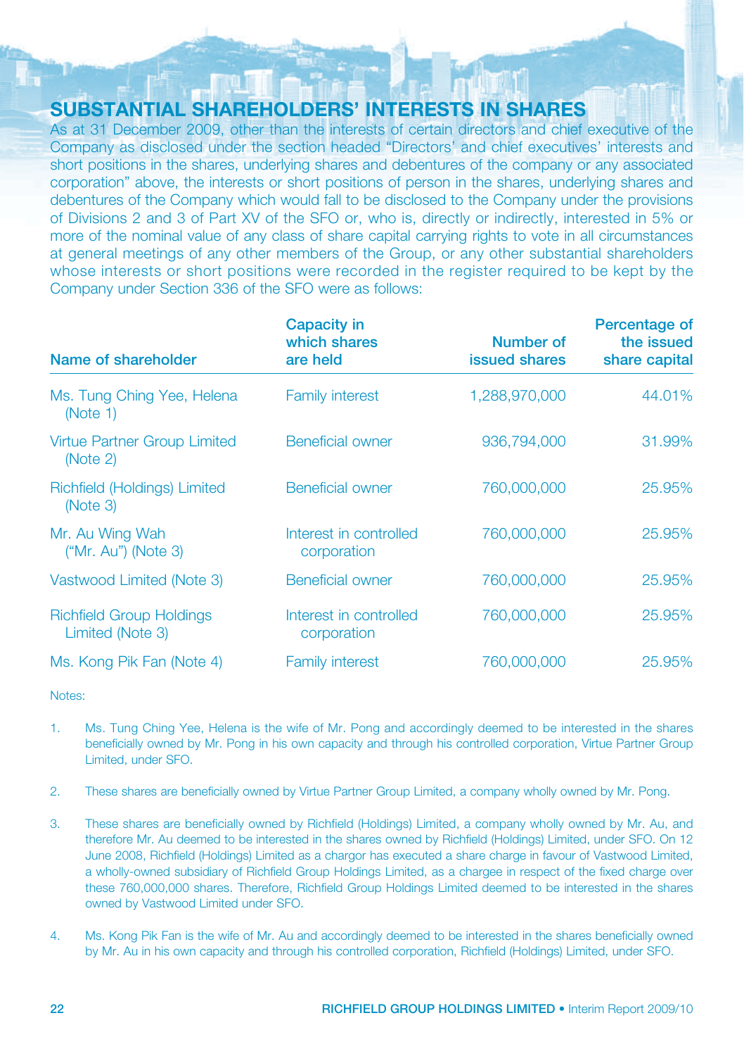## SUBSTANTIAL SHAREHOLDERS' INTERESTS IN SHARES

As at 31 December 2009, other than the interests of certain directors and chief executive of the Company as disclosed under the section headed "Directors' and chief executives' interests and short positions in the shares, underlying shares and debentures of the company or any associated corporation" above, the interests or short positions of person in the shares, underlying shares and debentures of the Company which would fall to be disclosed to the Company under the provisions of Divisions 2 and 3 of Part XV of the SFO or, who is, directly or indirectly, interested in 5% or more of the nominal value of any class of share capital carrying rights to vote in all circumstances at general meetings of any other members of the Group, or any other substantial shareholders whose interests or short positions were recorded in the register required to be kept by the Company under Section 336 of the SFO were as follows:

| Name of shareholder | Capacity in which shares are held | Number of issued shares | Percentage of the issued share capital |
|---|---|---|---|
| Ms. Tung Ching Yee, Helena (Note 1) | Family interest | 1,288,970,000 | 44.01% |
| Virtue Partner Group Limited (Note 2) | Beneficial owner | 936,794,000 | 31.99% |
| Richfield (Holdings) Limited (Note 3) | Beneficial owner | 760,000,000 | 25.95% |
| Mr. Au Wing Wah ("Mr. Au") (Note 3) | Interest in controlled corporation | 760,000,000 | 25.95% |
| Vastwood Limited (Note 3) | Beneficial owner | 760,000,000 | 25.95% |
| Richfield Group Holdings Limited (Note 3) | Interest in controlled corporation | 760,000,000 | 25.95% |
| Ms. Kong Pik Fan (Note 4) | Family interest | 760,000,000 | 25.95% |

Notes:

1. Ms. Tung Ching Yee, Helena is the wife of Mr. Pong and accordingly deemed to be interested in the shares beneficially owned by Mr. Pong in his own capacity and through his controlled corporation, Virtue Partner Group Limited, under SFO.

2. These shares are beneficially owned by Virtue Partner Group Limited, a company wholly owned by Mr. Pong.

3. These shares are beneficially owned by Richfield (Holdings) Limited, a company wholly owned by Mr. Au, and therefore Mr. Au deemed to be interested in the shares owned by Richfield (Holdings) Limited, under SFO. On 12 June 2008, Richfield (Holdings) Limited as a chargor has executed a share charge in favour of Vastwood Limited, a wholly-owned subsidiary of Richfield Group Holdings Limited, as a chargee in respect of the fixed charge over these 760,000,000 shares. Therefore, Richfield Group Holdings Limited deemed to be interested in the shares owned by Vastwood Limited under SFO.

4. Ms. Kong Pik Fan is the wife of Mr. Au and accordingly deemed to be interested in the shares beneficially owned by Mr. Au in his own capacity and through his controlled corporation, Richfield (Holdings) Limited, under SFO.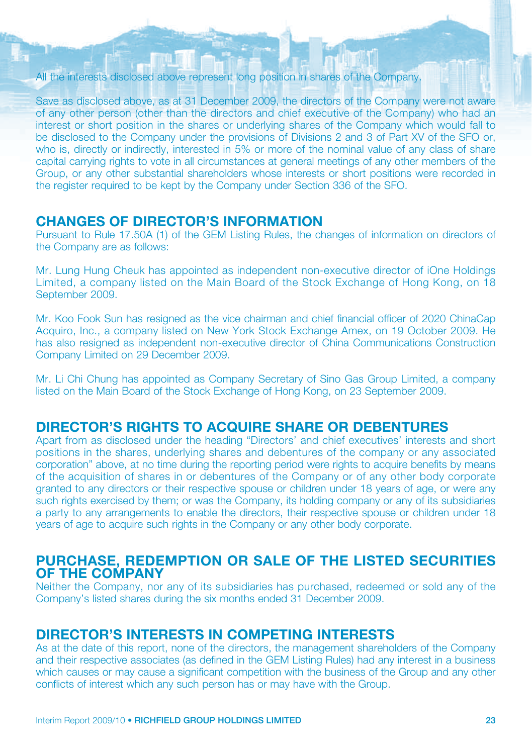All the interests disclosed above represent long position in shares of the Company.

Save as disclosed above, as at 31 December 2009, the directors of the Company were not aware of any other person (other than the directors and chief executive of the Company) who had an interest or short position in the shares or underlying shares of the Company which would fall to be disclosed to the Company under the provisions of Divisions 2 and 3 of Part XV of the SFO or, who is, directly or indirectly, interested in 5% or more of the nominal value of any class of share capital carrying rights to vote in all circumstances at general meetings of any other members of the Group, or any other substantial shareholders whose interests or short positions were recorded in the register required to be kept by the Company under Section 336 of the SFO.

## CHANGES OF DIRECTOR'S INFORMATION

Pursuant to Rule 17.50A (1) of the GEM Listing Rules, the changes of information on directors of the Company are as follows:

Mr. Lung Hung Cheuk has appointed as independent non-executive director of iOne Holdings Limited, a company listed on the Main Board of the Stock Exchange of Hong Kong, on 18 September 2009.

Mr. Koo Fook Sun has resigned as the vice chairman and chief financial officer of 2020 ChinaCap Acquiro, Inc., a company listed on New York Stock Exchange Amex, on 19 October 2009. He has also resigned as independent non-executive director of China Communications Construction Company Limited on 29 December 2009.

Mr. Li Chi Chung has appointed as Company Secretary of Sino Gas Group Limited, a company listed on the Main Board of the Stock Exchange of Hong Kong, on 23 September 2009.

## DIRECTOR'S RIGHTS TO ACQUIRE SHARE OR DEBENTURES

Apart from as disclosed under the heading "Directors' and chief executives' interests and short positions in the shares, underlying shares and debentures of the company or any associated corporation" above, at no time during the reporting period were rights to acquire benefits by means of the acquisition of shares in or debentures of the Company or of any other body corporate granted to any directors or their respective spouse or children under 18 years of age, or were any such rights exercised by them; or was the Company, its holding company or any of its subsidiaries a party to any arrangements to enable the directors, their respective spouse or children under 18 years of age to acquire such rights in the Company or any other body corporate.

## PURCHASE, REDEMPTION OR SALE OF THE LISTED SECURITIES OF THE COMPANY

Neither the Company, nor any of its subsidiaries has purchased, redeemed or sold any of the Company's listed shares during the six months ended 31 December 2009.

## DIRECTOR'S INTERESTS IN COMPETING INTERESTS

As at the date of this report, none of the directors, the management shareholders of the Company and their respective associates (as defined in the GEM Listing Rules) had any interest in a business which causes or may cause a significant competition with the business of the Group and any other conflicts of interest which any such person has or may have with the Group.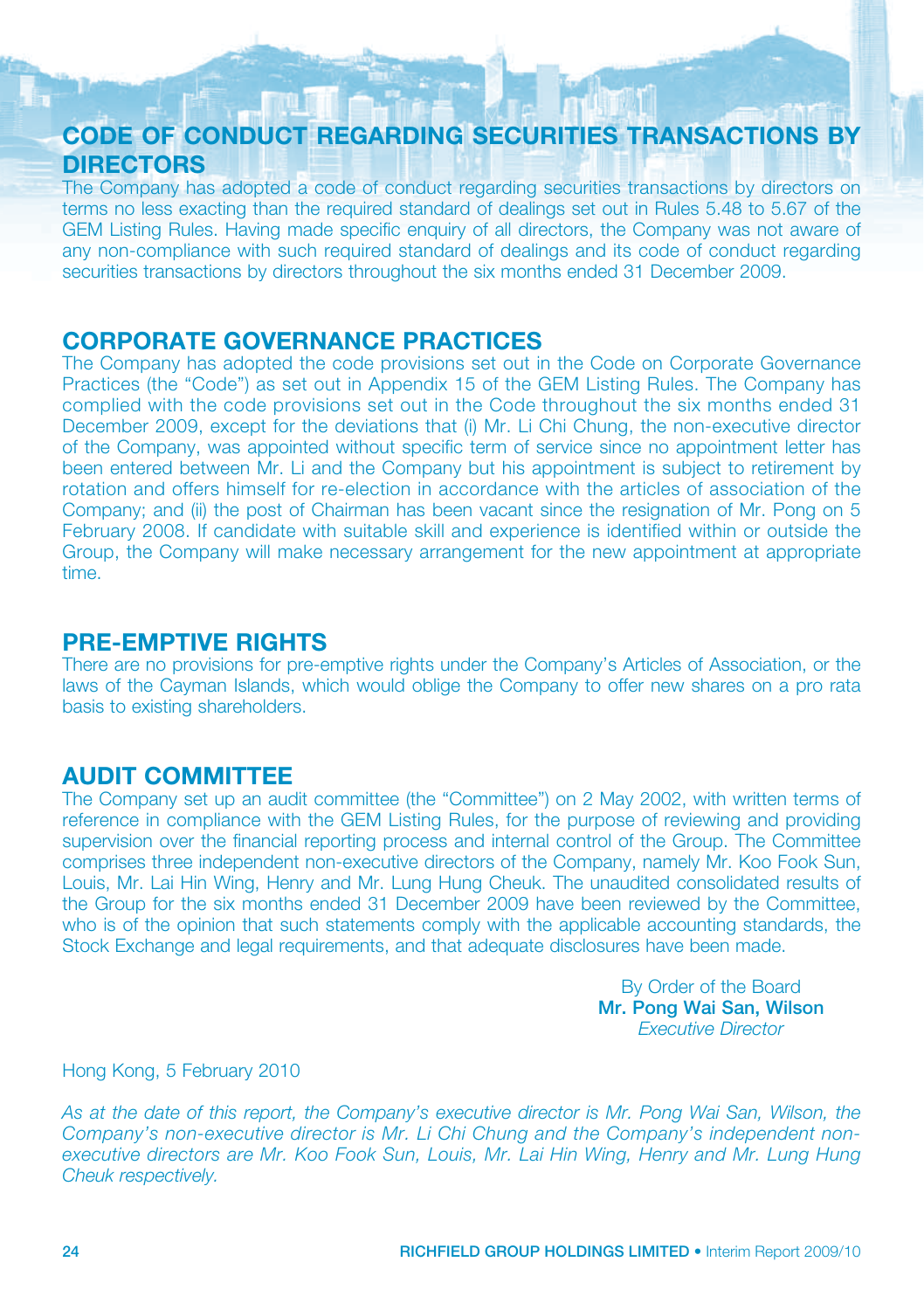## CODE OF CONDUCT REGARDING SECURITIES TRANSACTIONS BY DIRECTORS

The Company has adopted a code of conduct regarding securities transactions by directors on terms no less exacting than the required standard of dealings set out in Rules 5.48 to 5.67 of the GEM Listing Rules. Having made specific enquiry of all directors, the Company was not aware of any non-compliance with such required standard of dealings and its code of conduct regarding securities transactions by directors throughout the six months ended 31 December 2009.

## CORPORATE GOVERNANCE PRACTICES

The Company has adopted the code provisions set out in the Code on Corporate Governance Practices (the "Code") as set out in Appendix 15 of the GEM Listing Rules. The Company has complied with the code provisions set out in the Code throughout the six months ended 31 December 2009, except for the deviations that (i) Mr. Li Chi Chung, the non-executive director of the Company, was appointed without specific term of service since no appointment letter has been entered between Mr. Li and the Company but his appointment is subject to retirement by rotation and offers himself for re-election in accordance with the articles of association of the Company; and (ii) the post of Chairman has been vacant since the resignation of Mr. Pong on 5 February 2008. If candidate with suitable skill and experience is identified within or outside the Group, the Company will make necessary arrangement for the new appointment at appropriate time.

## PRE-EMPTIVE RIGHTS

There are no provisions for pre-emptive rights under the Company's Articles of Association, or the laws of the Cayman Islands, which would oblige the Company to offer new shares on a pro rata basis to existing shareholders.

## AUDIT COMMITTEE

The Company set up an audit committee (the "Committee") on 2 May 2002, with written terms of reference in compliance with the GEM Listing Rules, for the purpose of reviewing and providing supervision over the financial reporting process and internal control of the Group. The Committee comprises three independent non-executive directors of the Company, namely Mr. Koo Fook Sun, Louis, Mr. Lai Hin Wing, Henry and Mr. Lung Hung Cheuk. The unaudited consolidated results of the Group for the six months ended 31 December 2009 have been reviewed by the Committee, who is of the opinion that such statements comply with the applicable accounting standards, the Stock Exchange and legal requirements, and that adequate disclosures have been made.

By Order of the Board
**Mr. Pong Wai San, Wilson**
*Executive Director*

Hong Kong, 5 February 2010

*As at the date of this report, the Company's executive director is Mr. Pong Wai San, Wilson, the Company's non-executive director is Mr. Li Chi Chung and the Company's independent non-executive directors are Mr. Koo Fook Sun, Louis, Mr. Lai Hin Wing, Henry and Mr. Lung Hung Cheuk respectively.*